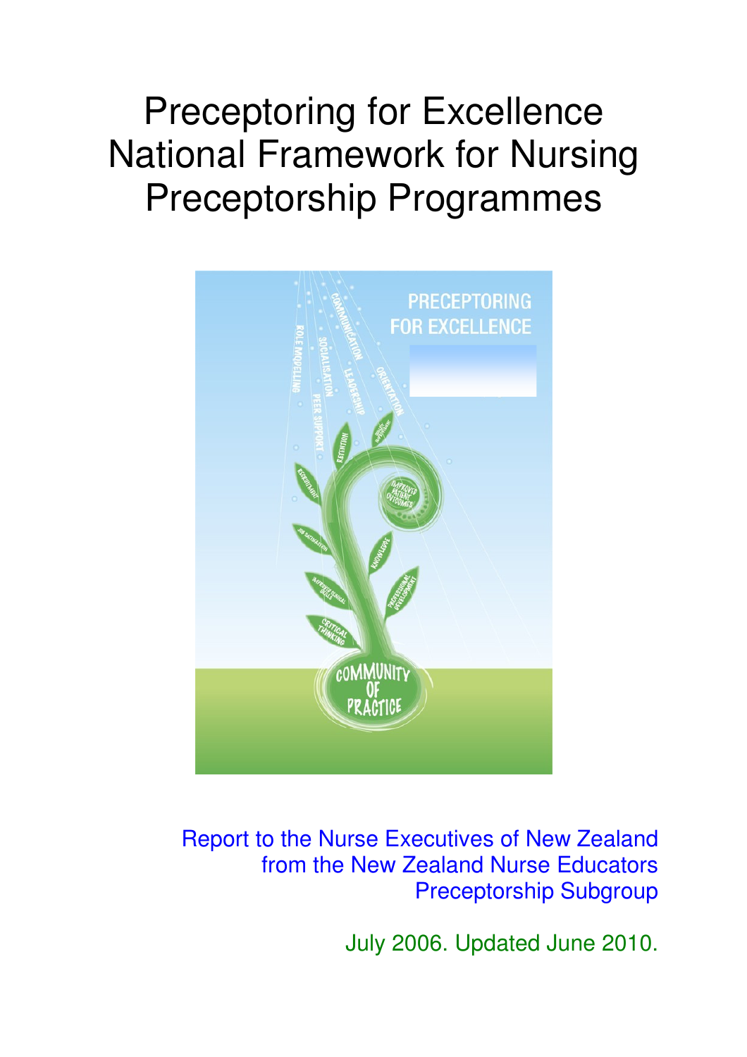# Preceptoring for Excellence National Framework for Nursing Preceptorship Programmes

Report to the Nurse Executives of New Zealand from the New Zealand Nurse Educators Preceptorship Subgroup

July 2006. Updated June 2010.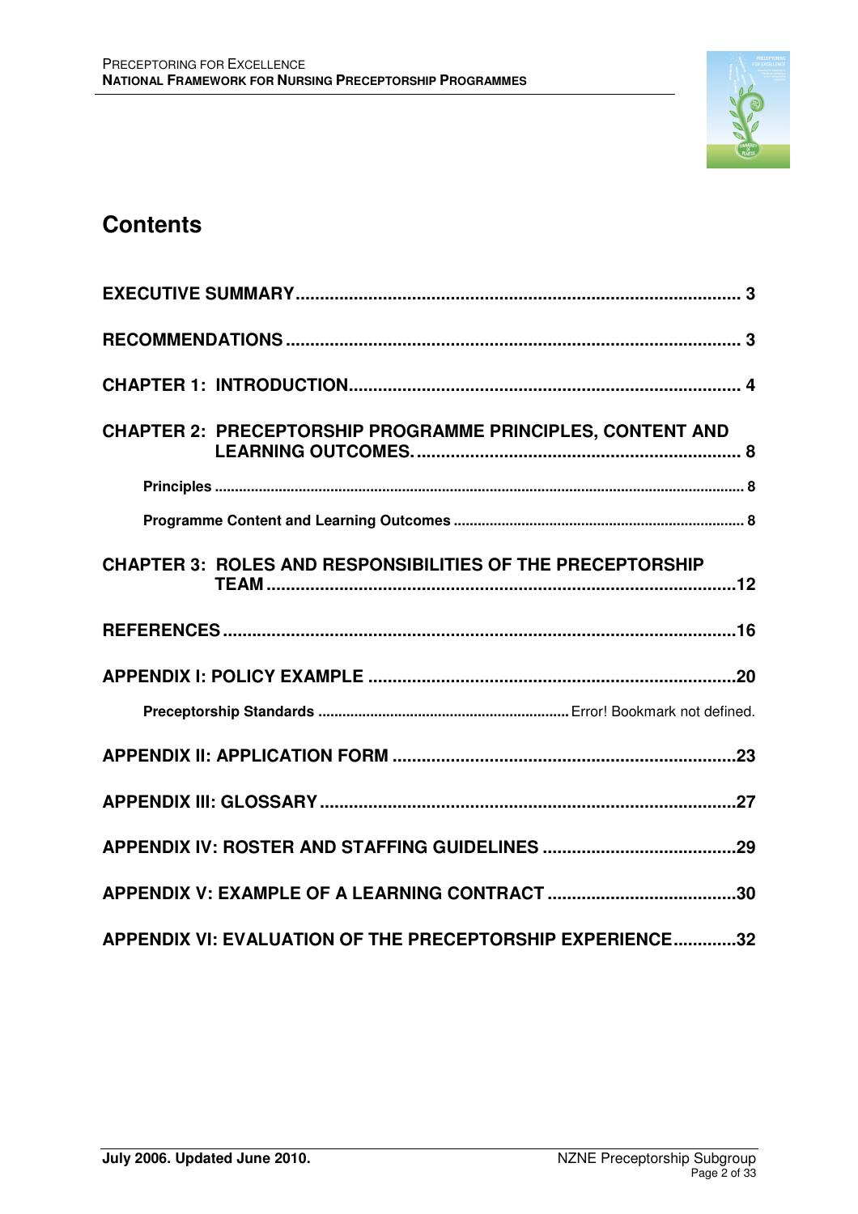## Contents

**EXECUTIVE SUMMARY** .......... 3

**RECOMMENDATIONS** .......... 3

**CHAPTER 1: INTRODUCTION** .......... 4

**CHAPTER 2: PRECEPTORSHIP PROGRAMME PRINCIPLES, CONTENT AND LEARNING OUTCOMES.** .......... 8

- **Principles** .......... 8
- **Programme Content and Learning Outcomes** .......... 8

**CHAPTER 3: ROLES AND RESPONSIBILITIES OF THE PRECEPTORSHIP TEAM** .......... 12

**REFERENCES** .......... 16

**APPENDIX I: POLICY EXAMPLE** .......... 20

- **Preceptorship Standards** .......... Error! Bookmark not defined.

**APPENDIX II: APPLICATION FORM** .......... 23

**APPENDIX III: GLOSSARY** .......... 27

**APPENDIX IV: ROSTER AND STAFFING GUIDELINES** .......... 29

**APPENDIX V: EXAMPLE OF A LEARNING CONTRACT** .......... 30

**APPENDIX VI: EVALUATION OF THE PRECEPTORSHIP EXPERIENCE** .......... 32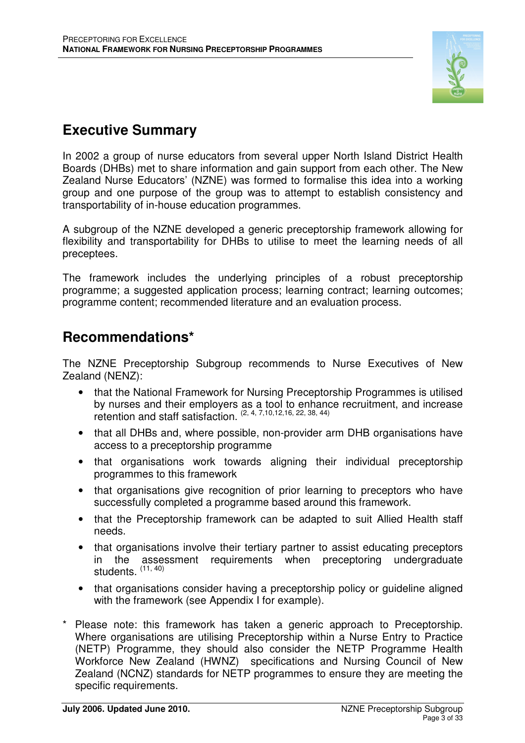## Executive Summary

In 2002 a group of nurse educators from several upper North Island District Health Boards (DHBs) met to share information and gain support from each other. The New Zealand Nurse Educators' (NZNE) was formed to formalise this idea into a working group and one purpose of the group was to attempt to establish consistency and transportability of in-house education programmes.

A subgroup of the NZNE developed a generic preceptorship framework allowing for flexibility and transportability for DHBs to utilise to meet the learning needs of all preceptees.

The framework includes the underlying principles of a robust preceptorship programme; a suggested application process; learning contract; learning outcomes; programme content; recommended literature and an evaluation process.

## Recommendations*

The NZNE Preceptorship Subgroup recommends to Nurse Executives of New Zealand (NENZ):

- that the National Framework for Nursing Preceptorship Programmes is utilised by nurses and their employers as a tool to enhance recruitment, and increase retention and staff satisfaction. [2, 4, 7,10,12,16, 22, 38, 44]
- that all DHBs and, where possible, non-provider arm DHB organisations have access to a preceptorship programme
- that organisations work towards aligning their individual preceptorship programmes to this framework
- that organisations give recognition of prior learning to preceptors who have successfully completed a programme based around this framework.
- that the Preceptorship framework can be adapted to suit Allied Health staff needs.
- that organisations involve their tertiary partner to assist educating preceptors in the assessment requirements when preceptoring undergraduate students. [11, 40]
- that organisations consider having a preceptorship policy or guideline aligned with the framework (see Appendix I for example).

\* Please note: this framework has taken a generic approach to Preceptorship. Where organisations are utilising Preceptorship within a Nurse Entry to Practice (NETP) Programme, they should also consider the NETP Programme Health Workforce New Zealand (HWNZ) specifications and Nursing Council of New Zealand (NCNZ) standards for NETP programmes to ensure they are meeting the specific requirements.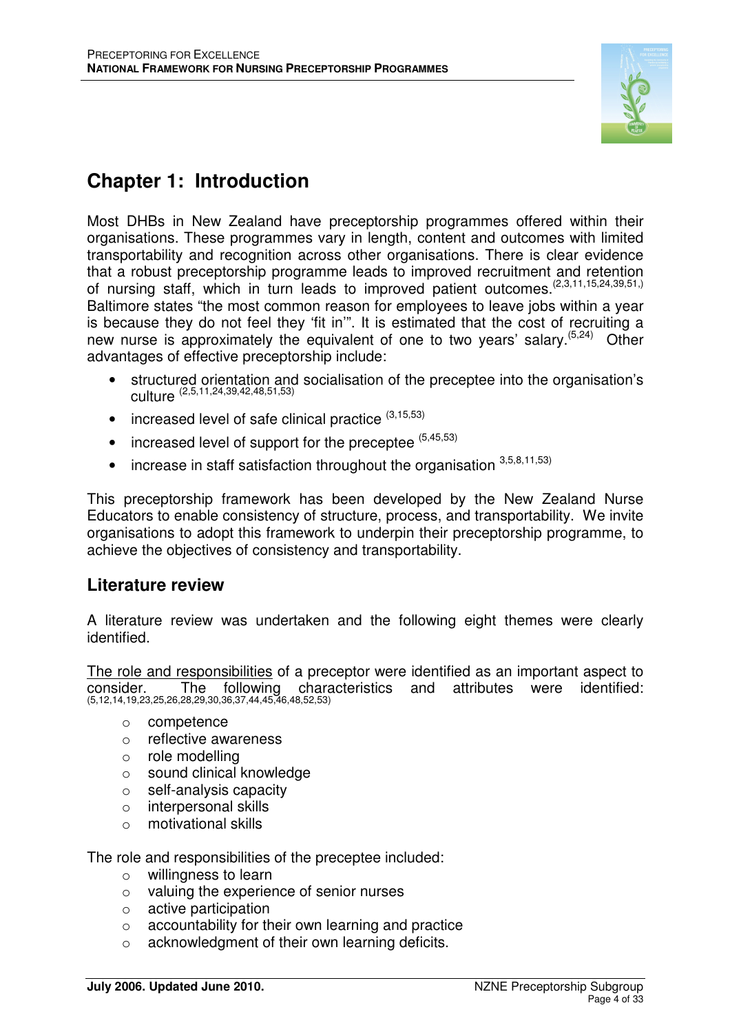# Chapter 1: Introduction

Most DHBs in New Zealand have preceptorship programmes offered within their organisations. These programmes vary in length, content and outcomes with limited transportability and recognition across other organisations. There is clear evidence that a robust preceptorship programme leads to improved recruitment and retention of nursing staff, which in turn leads to improved patient outcomes.[2,3,11,15,24,39,51,] Baltimore states "the most common reason for employees to leave jobs within a year is because they do not feel they 'fit in'". It is estimated that the cost of recruiting a new nurse is approximately the equivalent of one to two years' salary.[5,24] Other advantages of effective preceptorship include:

- structured orientation and socialisation of the preceptee into the organisation's culture [2,5,11,24,39,42,48,51,53]
- increased level of safe clinical practice [3,15,53]
- increased level of support for the preceptee [5,45,53]
- increase in staff satisfaction throughout the organisation [3,5,8,11,53]

This preceptorship framework has been developed by the New Zealand Nurse Educators to enable consistency of structure, process, and transportability. We invite organisations to adopt this framework to underpin their preceptorship programme, to achieve the objectives of consistency and transportability.

## Literature review

A literature review was undertaken and the following eight themes were clearly identified.

<u>The role and responsibilities</u> of a preceptor were identified as an important aspect to consider. The following characteristics and attributes were identified: [5,12,14,19,23,25,26,28,29,30,36,37,44,45,46,48,52,53]

- competence
- reflective awareness
- role modelling
- sound clinical knowledge
- self-analysis capacity
- interpersonal skills
- motivational skills

The role and responsibilities of the preceptee included:

- willingness to learn
- valuing the experience of senior nurses
- active participation
- accountability for their own learning and practice
- acknowledgment of their own learning deficits.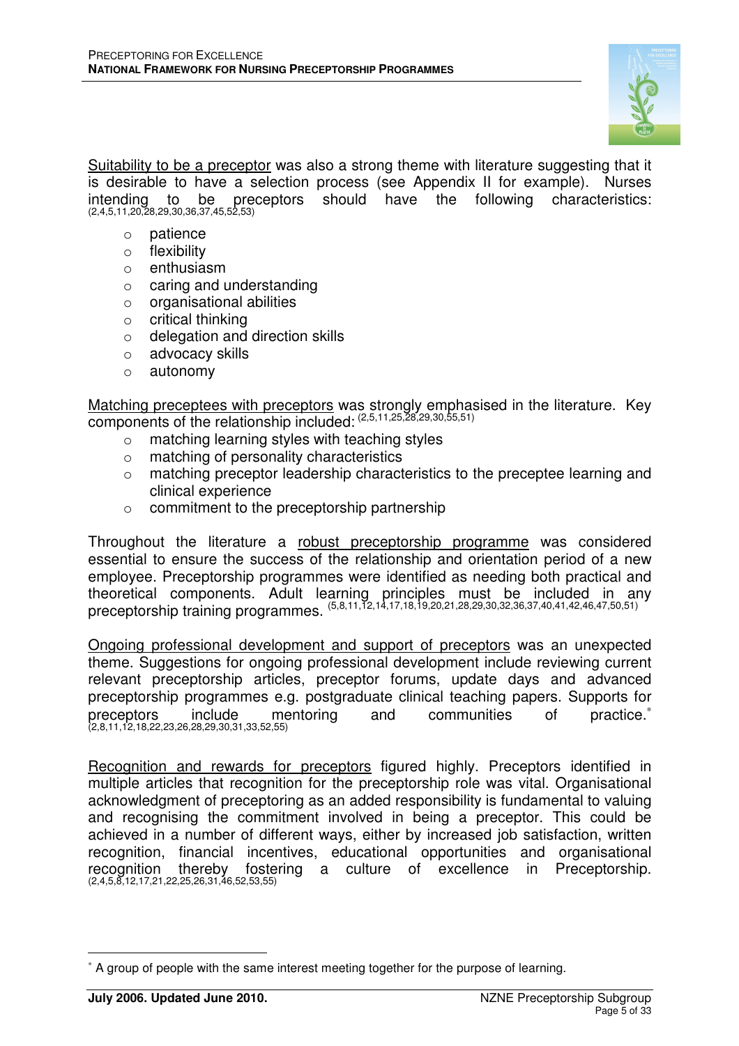Suitability to be a preceptor was also a strong theme with literature suggesting that it is desirable to have a selection process (see Appendix II for example). Nurses intending to be preceptors should have the following characteristics: (2,4,5,11,20,28,29,30,36,37,45,52,53)

- patience
- flexibility
- enthusiasm
- caring and understanding
- organisational abilities
- critical thinking
- delegation and direction skills
- advocacy skills
- autonomy

Matching preceptees with preceptors was strongly emphasised in the literature. Key components of the relationship included: (2,5,11,25,28,29,30,55,51)

- matching learning styles with teaching styles
- matching of personality characteristics
- matching preceptor leadership characteristics to the preceptee learning and clinical experience
- commitment to the preceptorship partnership

Throughout the literature a robust preceptorship programme was considered essential to ensure the success of the relationship and orientation period of a new employee. Preceptorship programmes were identified as needing both practical and theoretical components. Adult learning principles must be included in any preceptorship training programmes. (5,8,11,12,14,17,18,19,20,21,28,29,30,32,36,37,40,41,42,46,47,50,51)

Ongoing professional development and support of preceptors was an unexpected theme. Suggestions for ongoing professional development include reviewing current relevant preceptorship articles, preceptor forums, update days and advanced preceptorship programmes e.g. postgraduate clinical teaching papers. Supports for preceptors include mentoring and communities of practice.* (2,8,11,12,18,22,23,26,28,29,30,31,33,52,55)

Recognition and rewards for preceptors figured highly. Preceptors identified in multiple articles that recognition for the preceptorship role was vital. Organisational acknowledgment of preceptoring as an added responsibility is fundamental to valuing and recognising the commitment involved in being a preceptor. This could be achieved in a number of different ways, either by increased job satisfaction, written recognition, financial incentives, educational opportunities and organisational recognition thereby fostering a culture of excellence in Preceptorship. (2,4,5,8,12,17,21,22,25,26,31,46,52,53,55)

---

* A group of people with the same interest meeting together for the purpose of learning.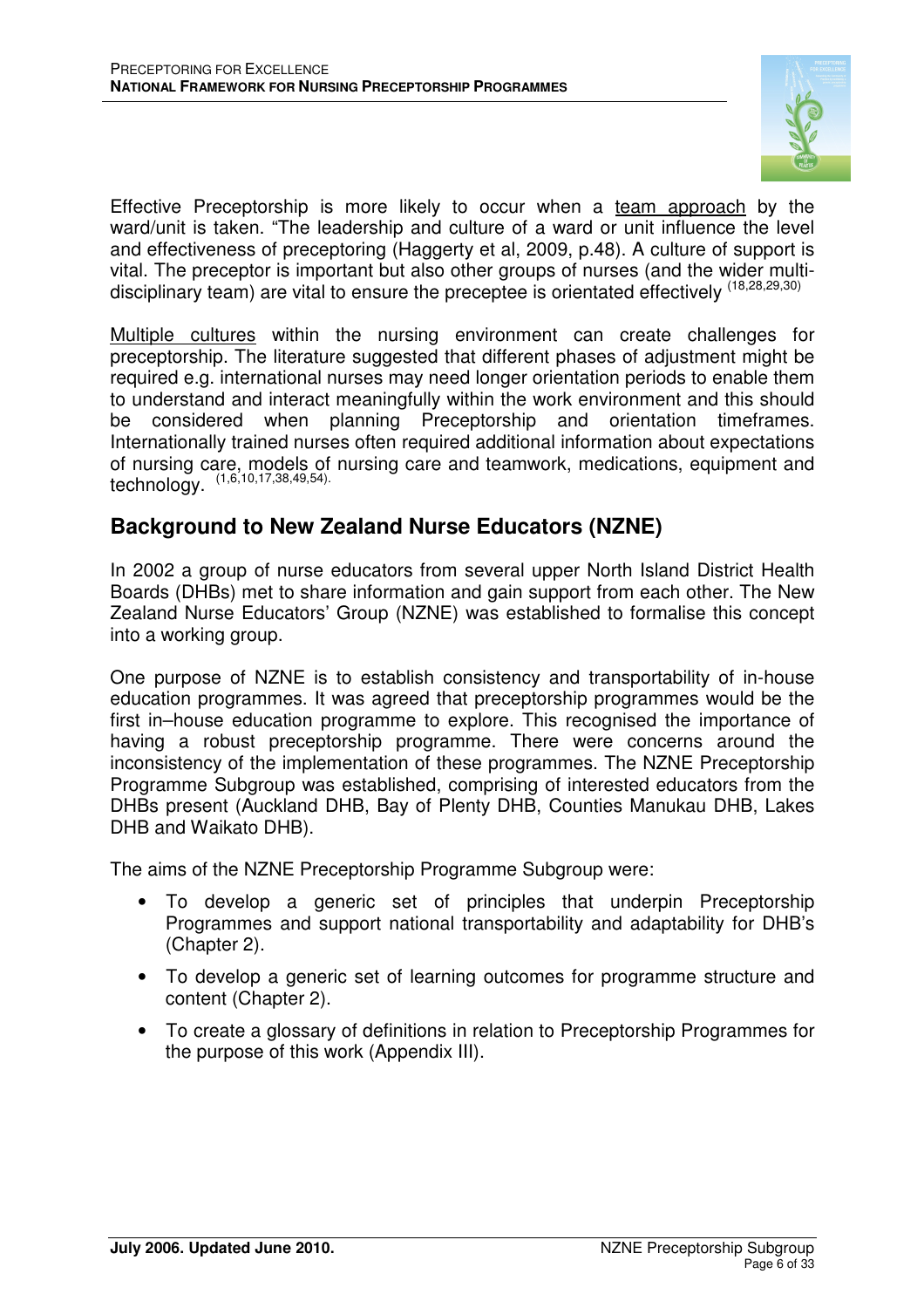Effective Preceptorship is more likely to occur when a team approach by the ward/unit is taken. "The leadership and culture of a ward or unit influence the level and effectiveness of preceptoring (Haggerty et al, 2009, p.48). A culture of support is vital. The preceptor is important but also other groups of nurses (and the wider multi-disciplinary team) are vital to ensure the preceptee is orientated effectively [18,28,29,30]

Multiple cultures within the nursing environment can create challenges for preceptorship. The literature suggested that different phases of adjustment might be required e.g. international nurses may need longer orientation periods to enable them to understand and interact meaningfully within the work environment and this should be considered when planning Preceptorship and orientation timeframes. Internationally trained nurses often required additional information about expectations of nursing care, models of nursing care and teamwork, medications, equipment and technology. [1,6,10,17,38,49,54].

## Background to New Zealand Nurse Educators (NZNE)

In 2002 a group of nurse educators from several upper North Island District Health Boards (DHBs) met to share information and gain support from each other. The New Zealand Nurse Educators' Group (NZNE) was established to formalise this concept into a working group.

One purpose of NZNE is to establish consistency and transportability of in-house education programmes. It was agreed that preceptorship programmes would be the first in–house education programme to explore. This recognised the importance of having a robust preceptorship programme. There were concerns around the inconsistency of the implementation of these programmes. The NZNE Preceptorship Programme Subgroup was established, comprising of interested educators from the DHBs present (Auckland DHB, Bay of Plenty DHB, Counties Manukau DHB, Lakes DHB and Waikato DHB).

The aims of the NZNE Preceptorship Programme Subgroup were:

- To develop a generic set of principles that underpin Preceptorship Programmes and support national transportability and adaptability for DHB's (Chapter 2).
- To develop a generic set of learning outcomes for programme structure and content (Chapter 2).
- To create a glossary of definitions in relation to Preceptorship Programmes for the purpose of this work (Appendix III).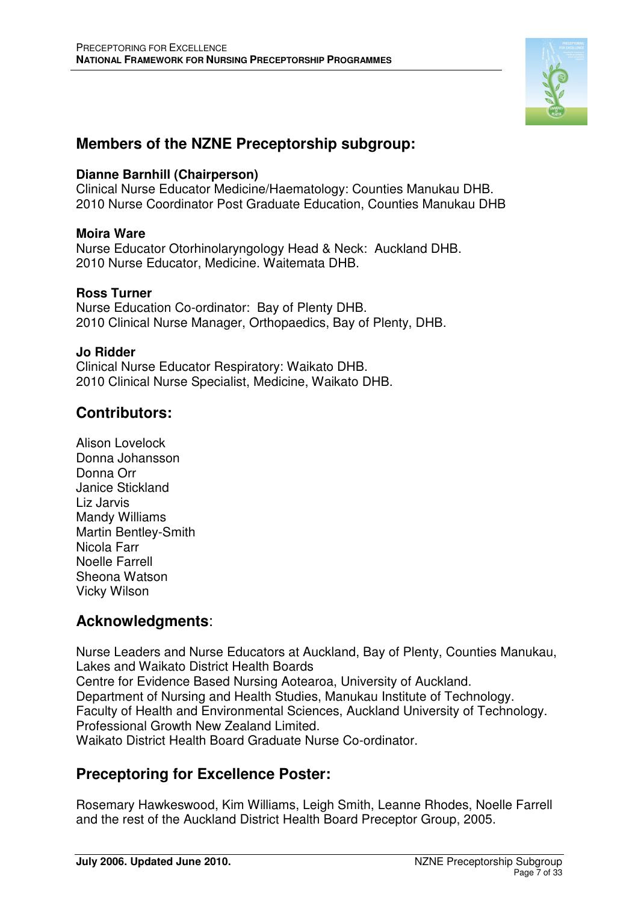## Members of the NZNE Preceptorship subgroup:

**Dianne Barnhill (Chairperson)**
Clinical Nurse Educator Medicine/Haematology: Counties Manukau DHB.
2010 Nurse Coordinator Post Graduate Education, Counties Manukau DHB

**Moira Ware**
Nurse Educator Otorhinolaryngology Head & Neck: Auckland DHB.
2010 Nurse Educator, Medicine. Waitemata DHB.

**Ross Turner**
Nurse Education Co-ordinator: Bay of Plenty DHB.
2010 Clinical Nurse Manager, Orthopaedics, Bay of Plenty, DHB.

**Jo Ridder**
Clinical Nurse Educator Respiratory: Waikato DHB.
2010 Clinical Nurse Specialist, Medicine, Waikato DHB.

## Contributors:

Alison Lovelock
Donna Johansson
Donna Orr
Janice Stickland
Liz Jarvis
Mandy Williams
Martin Bentley-Smith
Nicola Farr
Noelle Farrell
Sheona Watson
Vicky Wilson

## Acknowledgments:

Nurse Leaders and Nurse Educators at Auckland, Bay of Plenty, Counties Manukau, Lakes and Waikato District Health Boards
Centre for Evidence Based Nursing Aotearoa, University of Auckland.
Department of Nursing and Health Studies, Manukau Institute of Technology.
Faculty of Health and Environmental Sciences, Auckland University of Technology.
Professional Growth New Zealand Limited.
Waikato District Health Board Graduate Nurse Co-ordinator.

## Preceptoring for Excellence Poster:

Rosemary Hawkeswood, Kim Williams, Leigh Smith, Leanne Rhodes, Noelle Farrell and the rest of the Auckland District Health Board Preceptor Group, 2005.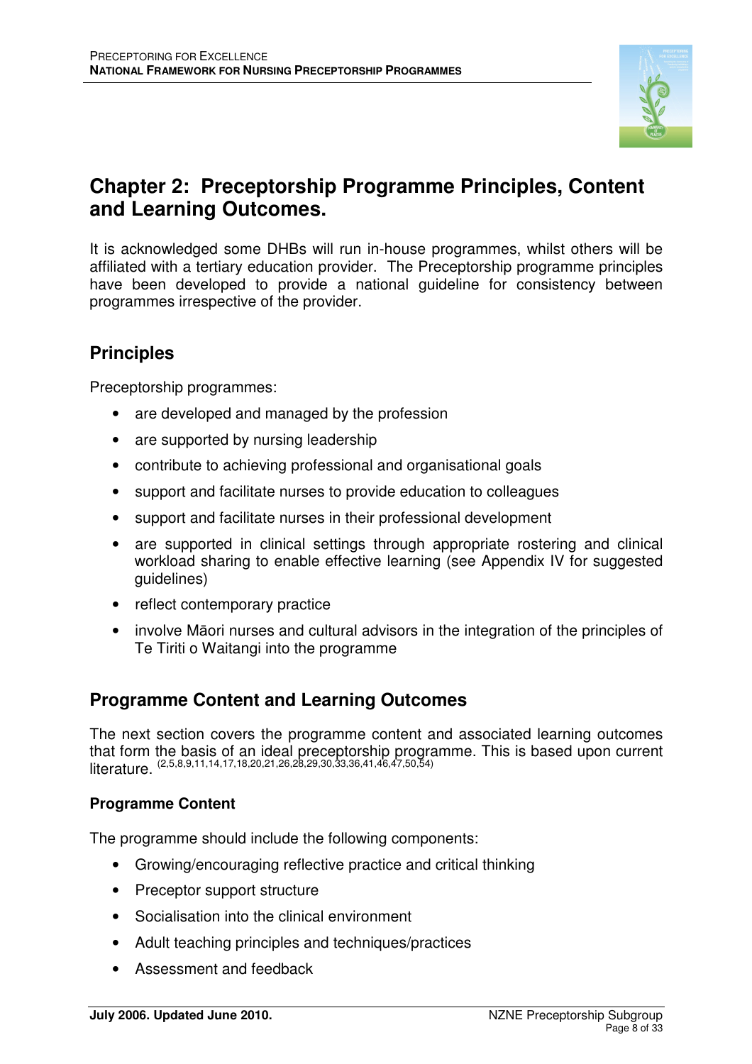# Chapter 2: Preceptorship Programme Principles, Content and Learning Outcomes.

It is acknowledged some DHBs will run in-house programmes, whilst others will be affiliated with a tertiary education provider. The Preceptorship programme principles have been developed to provide a national guideline for consistency between programmes irrespective of the provider.

## Principles

Preceptorship programmes:

- are developed and managed by the profession
- are supported by nursing leadership
- contribute to achieving professional and organisational goals
- support and facilitate nurses to provide education to colleagues
- support and facilitate nurses in their professional development
- are supported in clinical settings through appropriate rostering and clinical workload sharing to enable effective learning (see Appendix IV for suggested guidelines)
- reflect contemporary practice
- involve Māori nurses and cultural advisors in the integration of the principles of Te Tiriti o Waitangi into the programme

## Programme Content and Learning Outcomes

The next section covers the programme content and associated learning outcomes that form the basis of an ideal preceptorship programme. This is based upon current literature. [2,5,8,9,11,14,17,18,20,21,26,28,29,30,33,36,41,46,47,50,54]

### Programme Content

The programme should include the following components:

- Growing/encouraging reflective practice and critical thinking
- Preceptor support structure
- Socialisation into the clinical environment
- Adult teaching principles and techniques/practices
- Assessment and feedback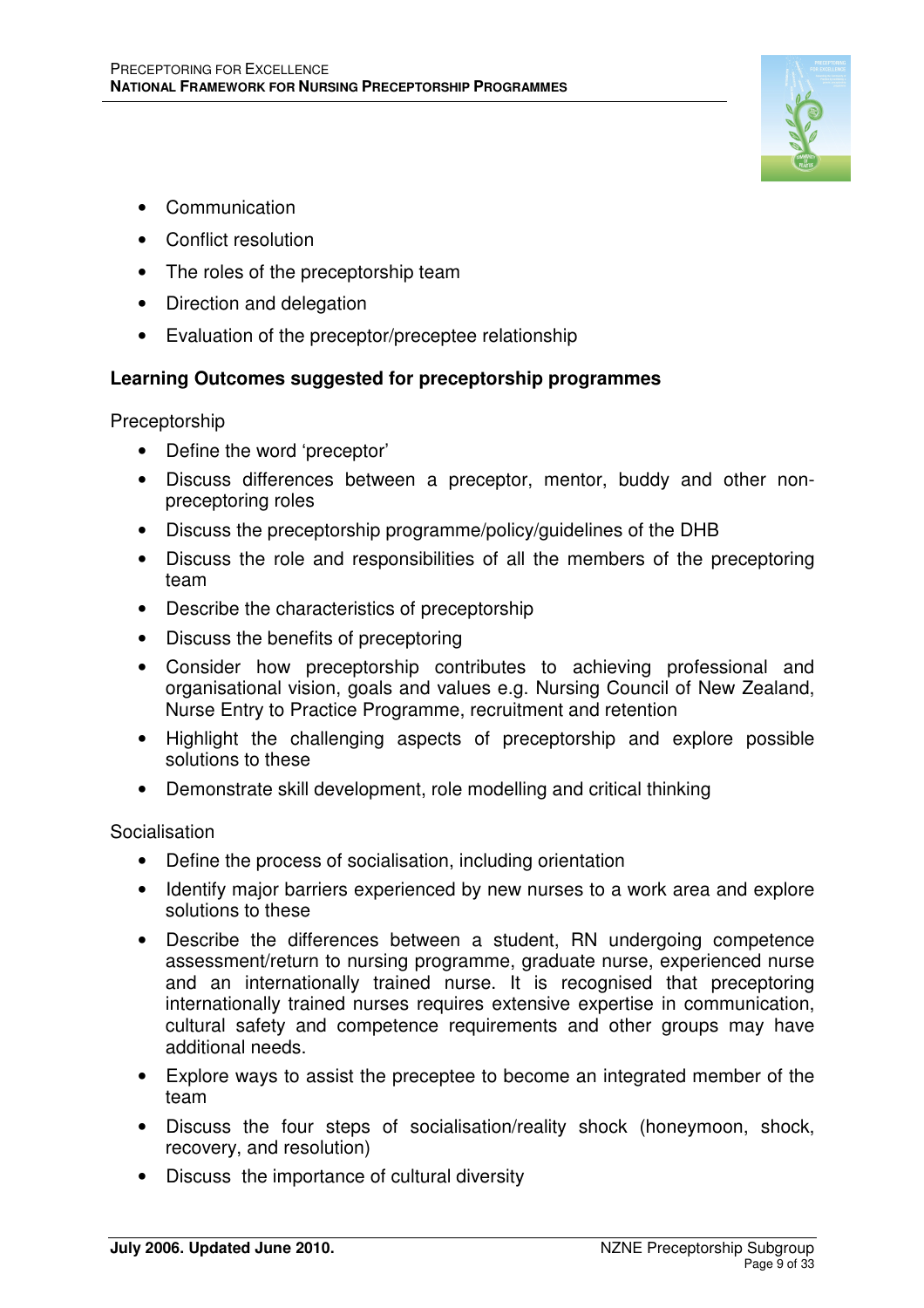- Communication
- Conflict resolution
- The roles of the preceptorship team
- Direction and delegation
- Evaluation of the preceptor/preceptee relationship

**Learning Outcomes suggested for preceptorship programmes**

Preceptorship

- Define the word 'preceptor'
- Discuss differences between a preceptor, mentor, buddy and other non-preceptoring roles
- Discuss the preceptorship programme/policy/guidelines of the DHB
- Discuss the role and responsibilities of all the members of the preceptoring team
- Describe the characteristics of preceptorship
- Discuss the benefits of preceptoring
- Consider how preceptorship contributes to achieving professional and organisational vision, goals and values e.g. Nursing Council of New Zealand, Nurse Entry to Practice Programme, recruitment and retention
- Highlight the challenging aspects of preceptorship and explore possible solutions to these
- Demonstrate skill development, role modelling and critical thinking

Socialisation

- Define the process of socialisation, including orientation
- Identify major barriers experienced by new nurses to a work area and explore solutions to these
- Describe the differences between a student, RN undergoing competence assessment/return to nursing programme, graduate nurse, experienced nurse and an internationally trained nurse. It is recognised that preceptoring internationally trained nurses requires extensive expertise in communication, cultural safety and competence requirements and other groups may have additional needs.
- Explore ways to assist the preceptee to become an integrated member of the team
- Discuss the four steps of socialisation/reality shock (honeymoon, shock, recovery, and resolution)
- Discuss the importance of cultural diversity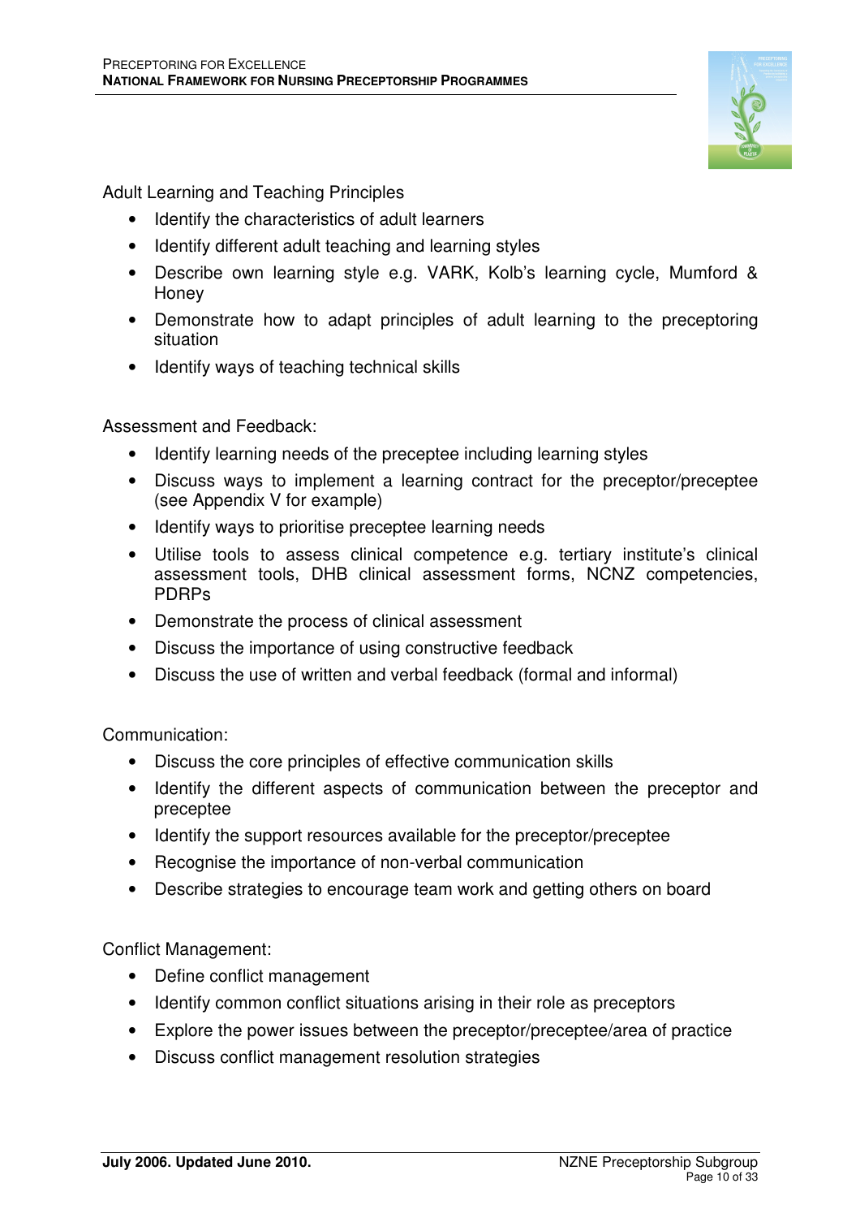Adult Learning and Teaching Principles

- Identify the characteristics of adult learners
- Identify different adult teaching and learning styles
- Describe own learning style e.g. VARK, Kolb's learning cycle, Mumford & Honey
- Demonstrate how to adapt principles of adult learning to the preceptoring situation
- Identify ways of teaching technical skills

Assessment and Feedback:

- Identify learning needs of the preceptee including learning styles
- Discuss ways to implement a learning contract for the preceptor/preceptee (see Appendix V for example)
- Identify ways to prioritise preceptee learning needs
- Utilise tools to assess clinical competence e.g. tertiary institute's clinical assessment tools, DHB clinical assessment forms, NCNZ competencies, PDRPs
- Demonstrate the process of clinical assessment
- Discuss the importance of using constructive feedback
- Discuss the use of written and verbal feedback (formal and informal)

Communication:

- Discuss the core principles of effective communication skills
- Identify the different aspects of communication between the preceptor and preceptee
- Identify the support resources available for the preceptor/preceptee
- Recognise the importance of non-verbal communication
- Describe strategies to encourage team work and getting others on board

Conflict Management:

- Define conflict management
- Identify common conflict situations arising in their role as preceptors
- Explore the power issues between the preceptor/preceptee/area of practice
- Discuss conflict management resolution strategies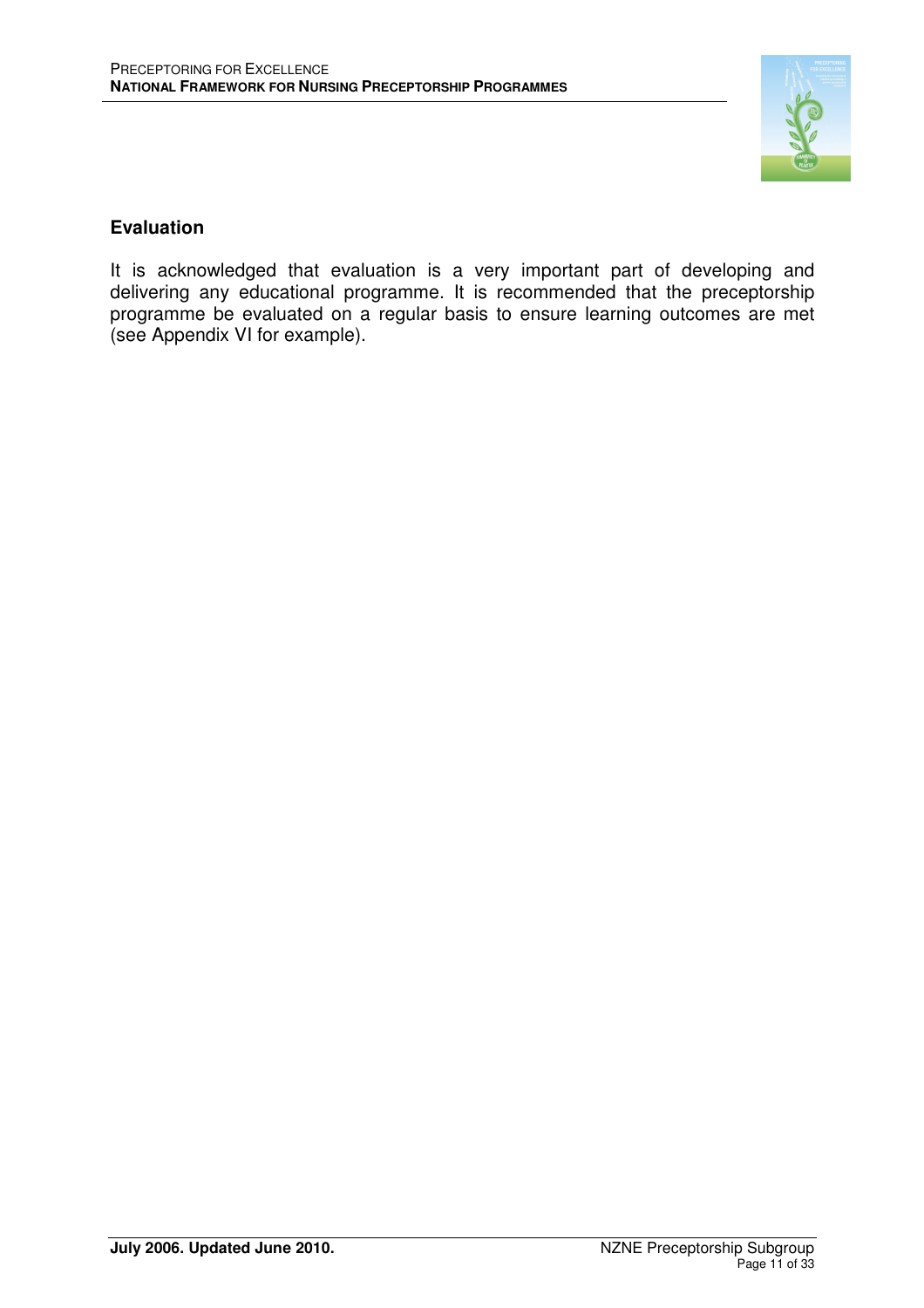## Evaluation

It is acknowledged that evaluation is a very important part of developing and delivering any educational programme. It is recommended that the preceptorship programme be evaluated on a regular basis to ensure learning outcomes are met (see Appendix VI for example).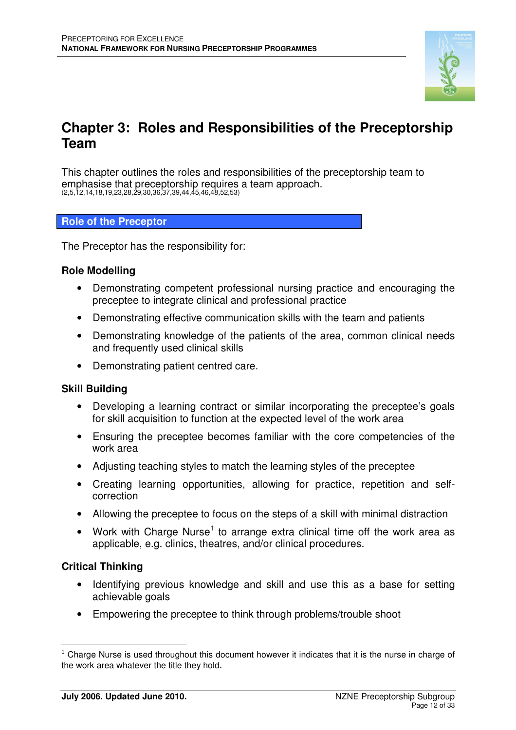// Chapter 3 document: 

# Chapter 3: Roles and Responsibilities of the Preceptorship Team

This chapter outlines the roles and responsibilities of the preceptorship team to emphasise that preceptorship requires a team approach. (2,5,12,14,18,19,23,28,29,30,36,37,39,44,45,46,48,52,53)

## Role of the Preceptor

The Preceptor has the responsibility for:

### Role Modelling

- Demonstrating competent professional nursing practice and encouraging the preceptee to integrate clinical and professional practice
- Demonstrating effective communication skills with the team and patients
- Demonstrating knowledge of the patients of the area, common clinical needs and frequently used clinical skills
- Demonstrating patient centred care.

### Skill Building

- Developing a learning contract or similar incorporating the preceptee's goals for skill acquisition to function at the expected level of the work area
- Ensuring the preceptee becomes familiar with the core competencies of the work area
- Adjusting teaching styles to match the learning styles of the preceptee
- Creating learning opportunities, allowing for practice, repetition and self-correction
- Allowing the preceptee to focus on the steps of a skill with minimal distraction
- Work with Charge Nurse[1] to arrange extra clinical time off the work area as applicable, e.g. clinics, theatres, and/or clinical procedures.

### Critical Thinking

- Identifying previous knowledge and skill and use this as a base for setting achievable goals
- Empowering the preceptee to think through problems/trouble shoot

[1] Charge Nurse is used throughout this document however it indicates that it is the nurse in charge of the work area whatever the title they hold.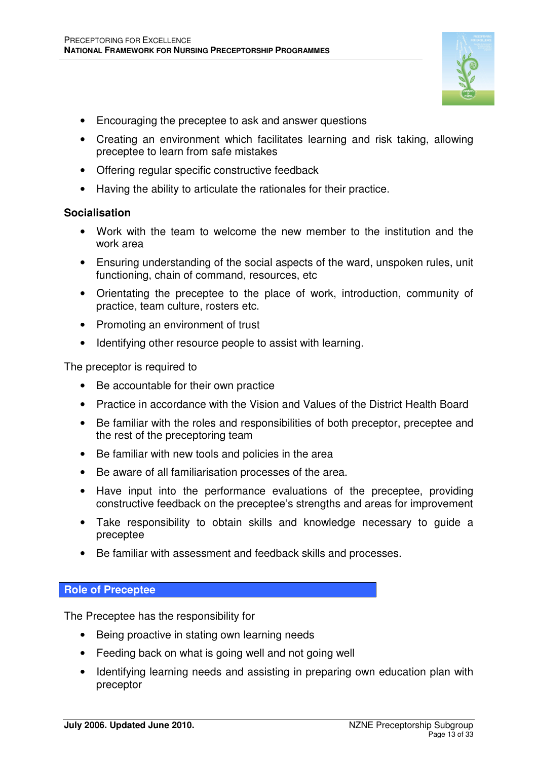- Encouraging the preceptee to ask and answer questions
- Creating an environment which facilitates learning and risk taking, allowing preceptee to learn from safe mistakes
- Offering regular specific constructive feedback
- Having the ability to articulate the rationales for their practice.

**Socialisation**

- Work with the team to welcome the new member to the institution and the work area
- Ensuring understanding of the social aspects of the ward, unspoken rules, unit functioning, chain of command, resources, etc
- Orientating the preceptee to the place of work, introduction, community of practice, team culture, rosters etc.
- Promoting an environment of trust
- Identifying other resource people to assist with learning.

The preceptor is required to

- Be accountable for their own practice
- Practice in accordance with the Vision and Values of the District Health Board
- Be familiar with the roles and responsibilities of both preceptor, preceptee and the rest of the preceptoring team
- Be familiar with new tools and policies in the area
- Be aware of all familiarisation processes of the area.
- Have input into the performance evaluations of the preceptee, providing constructive feedback on the preceptee's strengths and areas for improvement
- Take responsibility to obtain skills and knowledge necessary to guide a preceptee
- Be familiar with assessment and feedback skills and processes.

## Role of Preceptee

The Preceptee has the responsibility for

- Being proactive in stating own learning needs
- Feeding back on what is going well and not going well
- Identifying learning needs and assisting in preparing own education plan with preceptor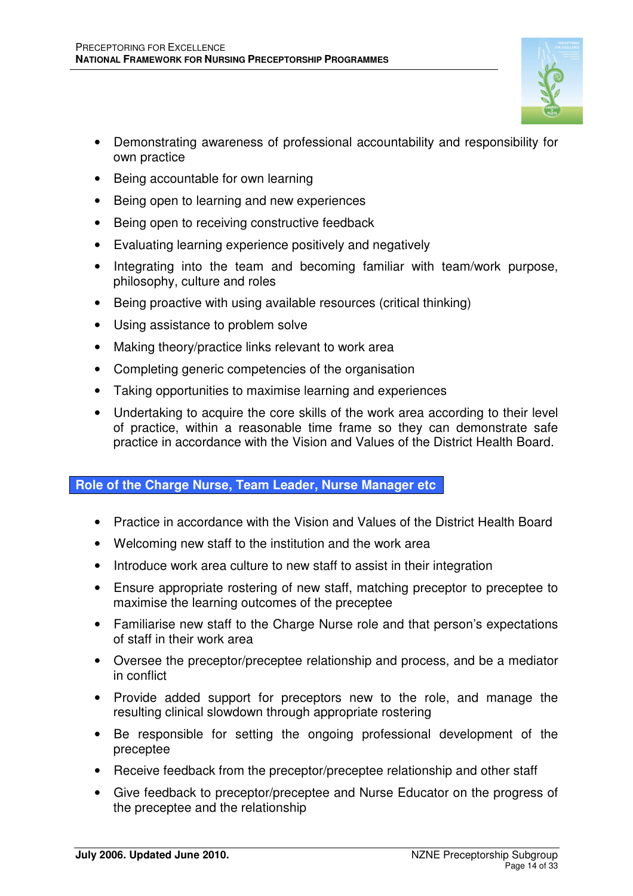- Demonstrating awareness of professional accountability and responsibility for own practice
- Being accountable for own learning
- Being open to learning and new experiences
- Being open to receiving constructive feedback
- Evaluating learning experience positively and negatively
- Integrating into the team and becoming familiar with team/work purpose, philosophy, culture and roles
- Being proactive with using available resources (critical thinking)
- Using assistance to problem solve
- Making theory/practice links relevant to work area
- Completing generic competencies of the organisation
- Taking opportunities to maximise learning and experiences
- Undertaking to acquire the core skills of the work area according to their level of practice, within a reasonable time frame so they can demonstrate safe practice in accordance with the Vision and Values of the District Health Board.

## Role of the Charge Nurse, Team Leader, Nurse Manager etc

- Practice in accordance with the Vision and Values of the District Health Board
- Welcoming new staff to the institution and the work area
- Introduce work area culture to new staff to assist in their integration
- Ensure appropriate rostering of new staff, matching preceptor to preceptee to maximise the learning outcomes of the preceptee
- Familiarise new staff to the Charge Nurse role and that person's expectations of staff in their work area
- Oversee the preceptor/preceptee relationship and process, and be a mediator in conflict
- Provide added support for preceptors new to the role, and manage the resulting clinical slowdown through appropriate rostering
- Be responsible for setting the ongoing professional development of the preceptee
- Receive feedback from the preceptor/preceptee relationship and other staff
- Give feedback to preceptor/preceptee and Nurse Educator on the progress of the preceptee and the relationship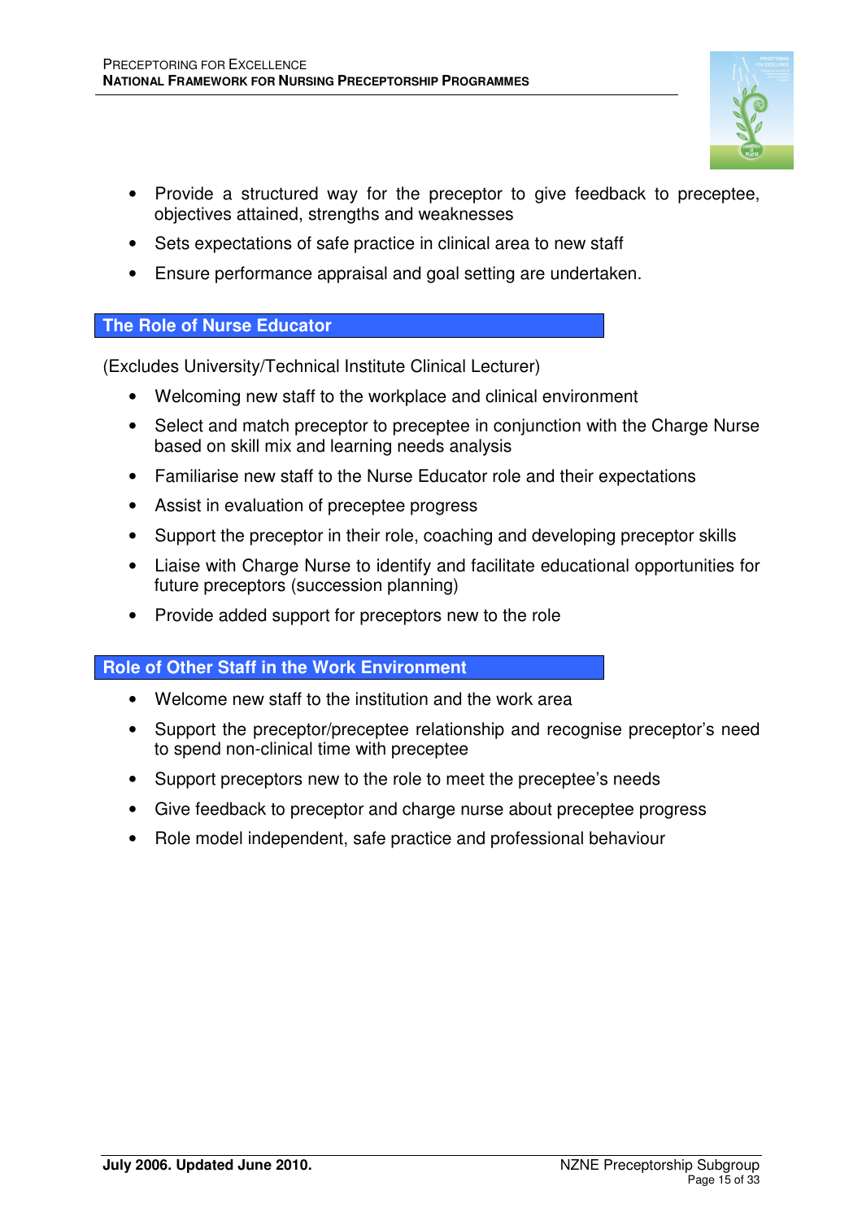- Provide a structured way for the preceptor to give feedback to preceptee, objectives attained, strengths and weaknesses
- Sets expectations of safe practice in clinical area to new staff
- Ensure performance appraisal and goal setting are undertaken.

## The Role of Nurse Educator

(Excludes University/Technical Institute Clinical Lecturer)

- Welcoming new staff to the workplace and clinical environment
- Select and match preceptor to preceptee in conjunction with the Charge Nurse based on skill mix and learning needs analysis
- Familiarise new staff to the Nurse Educator role and their expectations
- Assist in evaluation of preceptee progress
- Support the preceptor in their role, coaching and developing preceptor skills
- Liaise with Charge Nurse to identify and facilitate educational opportunities for future preceptors (succession planning)
- Provide added support for preceptors new to the role

## Role of Other Staff in the Work Environment

- Welcome new staff to the institution and the work area
- Support the preceptor/preceptee relationship and recognise preceptor's need to spend non-clinical time with preceptee
- Support preceptors new to the role to meet the preceptee's needs
- Give feedback to preceptor and charge nurse about preceptee progress
- Role model independent, safe practice and professional behaviour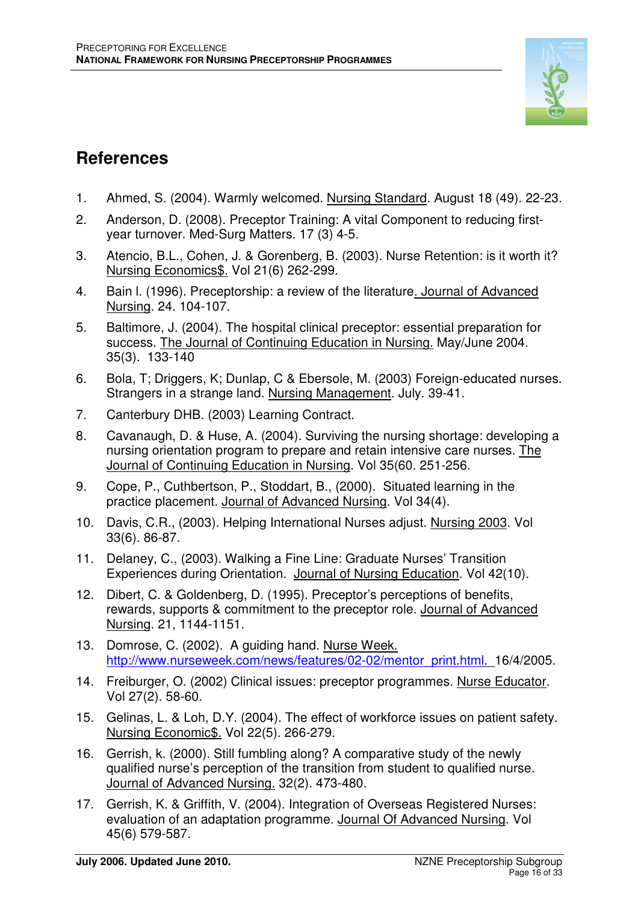## References

1. Ahmed, S. (2004). Warmly welcomed. Nursing Standard. August 18 (49). 22-23.
2. Anderson, D. (2008). Preceptor Training: A vital Component to reducing first-year turnover. Med-Surg Matters. 17 (3) 4-5.
3. Atencio, B.L., Cohen, J. & Gorenberg, B. (2003). Nurse Retention: is it worth it? Nursing Economics$. Vol 21(6) 262-299.
4. Bain I. (1996). Preceptorship: a review of the literature. Journal of Advanced Nursing. 24. 104-107.
5. Baltimore, J. (2004). The hospital clinical preceptor: essential preparation for success. The Journal of Continuing Education in Nursing. May/June 2004. 35(3). 133-140
6. Bola, T; Driggers, K; Dunlap, C & Ebersole, M. (2003) Foreign-educated nurses. Strangers in a strange land. Nursing Management. July. 39-41.
7. Canterbury DHB. (2003) Learning Contract.
8. Cavanaugh, D. & Huse, A. (2004). Surviving the nursing shortage: developing a nursing orientation program to prepare and retain intensive care nurses. The Journal of Continuing Education in Nursing. Vol 35(60. 251-256.
9. Cope, P., Cuthbertson, P., Stoddart, B., (2000). Situated learning in the practice placement. Journal of Advanced Nursing. Vol 34(4).
10. Davis, C.R., (2003). Helping International Nurses adjust. Nursing 2003. Vol 33(6). 86-87.
11. Delaney, C., (2003). Walking a Fine Line: Graduate Nurses' Transition Experiences during Orientation. Journal of Nursing Education. Vol 42(10).
12. Dibert, C. & Goldenberg, D. (1995). Preceptor's perceptions of benefits, rewards, supports & commitment to the preceptor role. Journal of Advanced Nursing. 21, 1144-1151.
13. Domrose, C. (2002). A guiding hand. Nurse Week. http://www.nurseweek.com/news/features/02-02/mentor_print.html. 16/4/2005.
14. Freiburger, O. (2002) Clinical issues: preceptor programmes. Nurse Educator. Vol 27(2). 58-60.
15. Gelinas, L. & Loh, D.Y. (2004). The effect of workforce issues on patient safety. Nursing Economic$. Vol 22(5). 266-279.
16. Gerrish, k. (2000). Still fumbling along? A comparative study of the newly qualified nurse's perception of the transition from student to qualified nurse. Journal of Advanced Nursing. 32(2). 473-480.
17. Gerrish, K. & Griffith, V. (2004). Integration of Overseas Registered Nurses: evaluation of an adaptation programme. Journal Of Advanced Nursing. Vol 45(6) 579-587.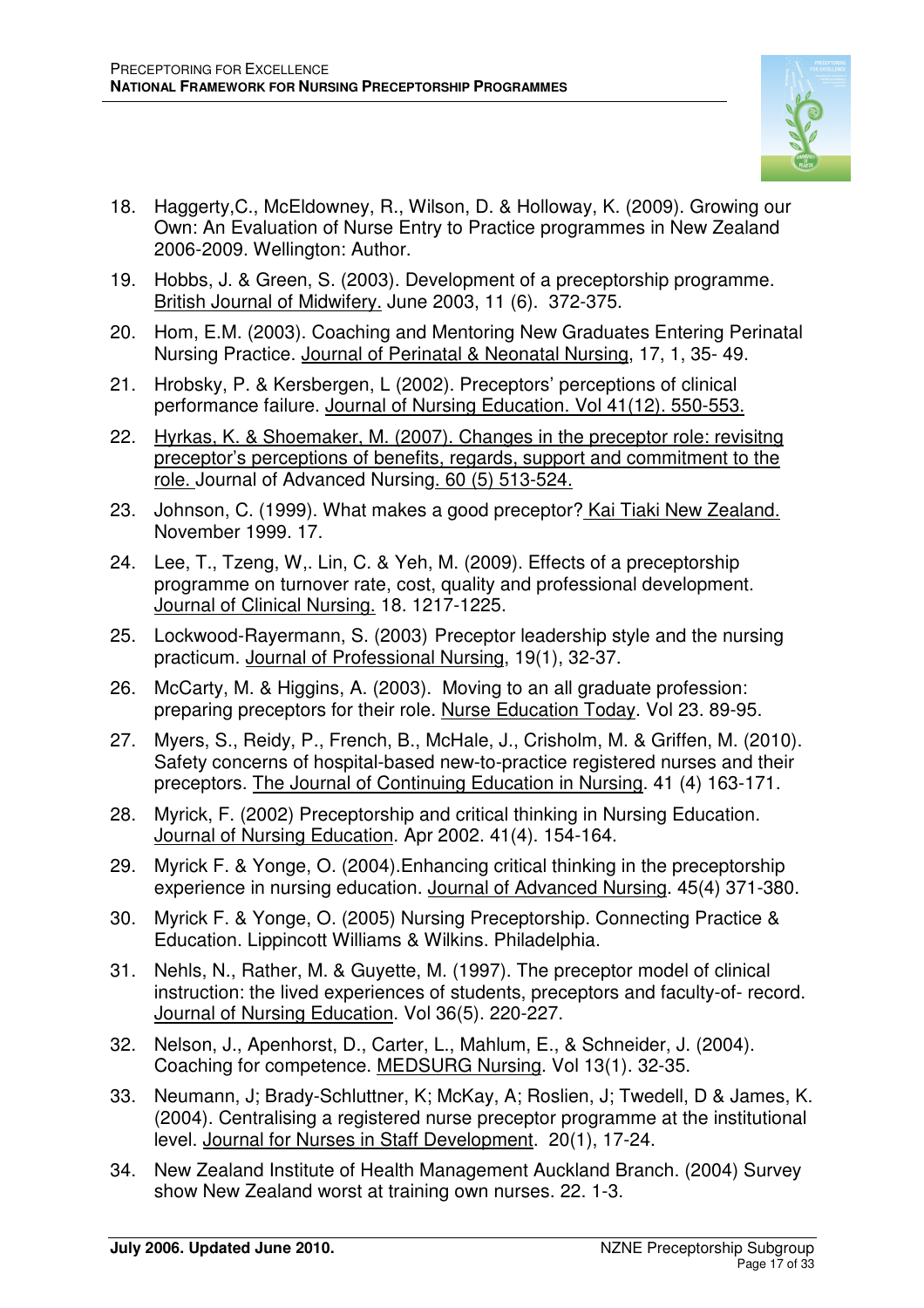18. Haggerty,C., McEldowney, R., Wilson, D. & Holloway, K. (2009). Growing our Own: An Evaluation of Nurse Entry to Practice programmes in New Zealand 2006-2009. Wellington: Author.

19. Hobbs, J. & Green, S. (2003). Development of a preceptorship programme. British Journal of Midwifery. June 2003, 11 (6). 372-375.

20. Hom, E.M. (2003). Coaching and Mentoring New Graduates Entering Perinatal Nursing Practice. Journal of Perinatal & Neonatal Nursing, 17, 1, 35- 49.

21. Hrobsky, P. & Kersbergen, L (2002). Preceptors' perceptions of clinical performance failure. Journal of Nursing Education. Vol 41(12). 550-553.

22. Hyrkas, K. & Shoemaker, M. (2007). Changes in the preceptor role: revisitng preceptor's perceptions of benefits, regards, support and commitment to the role. Journal of Advanced Nursing. 60 (5) 513-524.

23. Johnson, C. (1999). What makes a good preceptor? Kai Tiaki New Zealand. November 1999. 17.

24. Lee, T., Tzeng, W,. Lin, C. & Yeh, M. (2009). Effects of a preceptorship programme on turnover rate, cost, quality and professional development. Journal of Clinical Nursing. 18. 1217-1225.

25. Lockwood-Rayermann, S. (2003) Preceptor leadership style and the nursing practicum. Journal of Professional Nursing, 19(1), 32-37.

26. McCarty, M. & Higgins, A. (2003). Moving to an all graduate profession: preparing preceptors for their role. Nurse Education Today. Vol 23. 89-95.

27. Myers, S., Reidy, P., French, B., McHale, J., Crisholm, M. & Griffen, M. (2010). Safety concerns of hospital-based new-to-practice registered nurses and their preceptors. The Journal of Continuing Education in Nursing. 41 (4) 163-171.

28. Myrick, F. (2002) Preceptorship and critical thinking in Nursing Education. Journal of Nursing Education. Apr 2002. 41(4). 154-164.

29. Myrick F. & Yonge, O. (2004).Enhancing critical thinking in the preceptorship experience in nursing education. Journal of Advanced Nursing. 45(4) 371-380.

30. Myrick F. & Yonge, O. (2005) Nursing Preceptorship. Connecting Practice & Education. Lippincott Williams & Wilkins. Philadelphia.

31. Nehls, N., Rather, M. & Guyette, M. (1997). The preceptor model of clinical instruction: the lived experiences of students, preceptors and faculty-of- record. Journal of Nursing Education. Vol 36(5). 220-227.

32. Nelson, J., Apenhorst, D., Carter, L., Mahlum, E., & Schneider, J. (2004). Coaching for competence. MEDSURG Nursing. Vol 13(1). 32-35.

33. Neumann, J; Brady-Schluttner, K; McKay, A; Roslien, J; Twedell, D & James, K. (2004). Centralising a registered nurse preceptor programme at the institutional level. Journal for Nurses in Staff Development. 20(1), 17-24.

34. New Zealand Institute of Health Management Auckland Branch. (2004) Survey show New Zealand worst at training own nurses. 22. 1-3.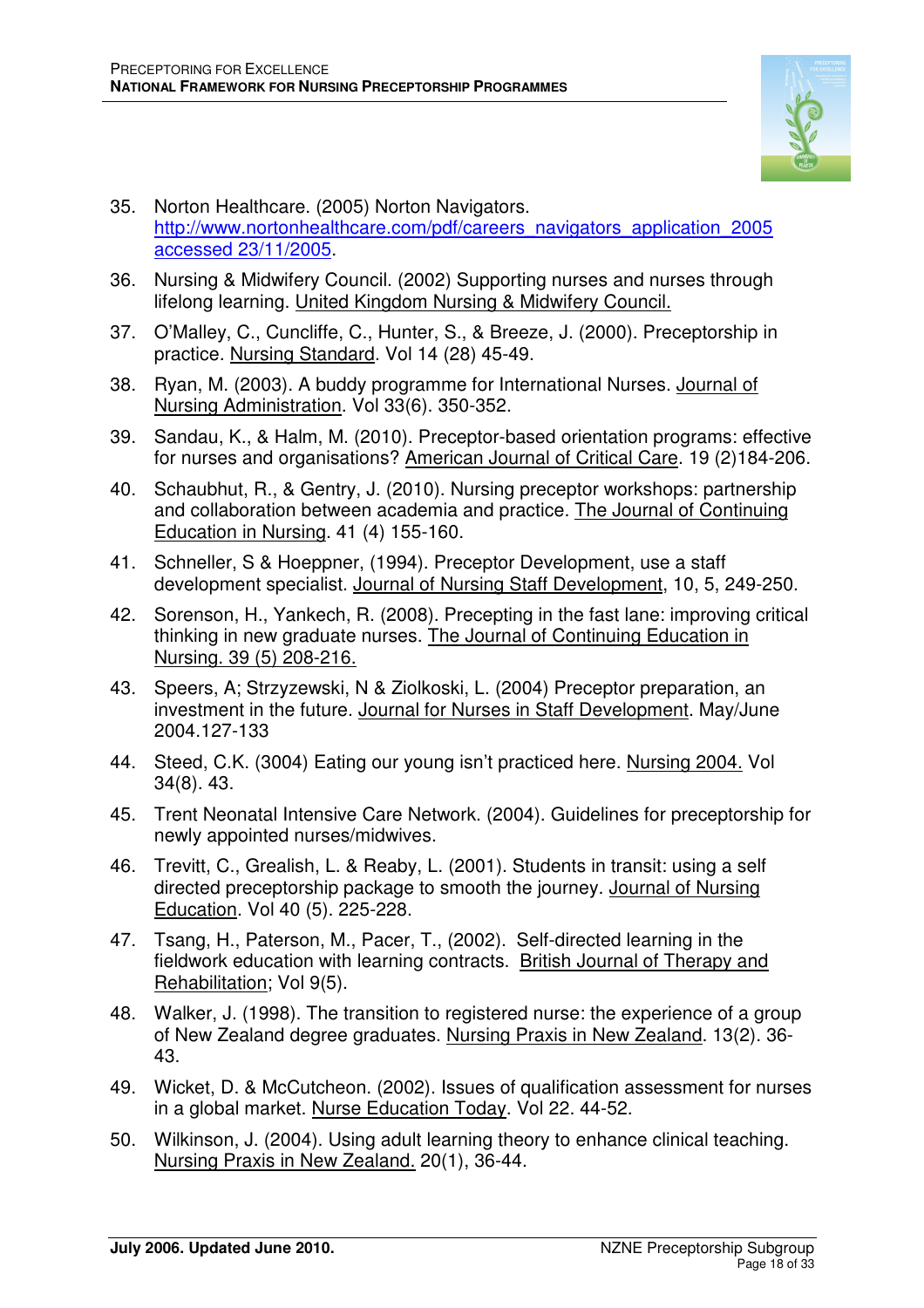35. Norton Healthcare. (2005) Norton Navigators. http://www.nortonhealthcare.com/pdf/careers_navigators_application_2005 accessed 23/11/2005.

36. Nursing & Midwifery Council. (2002) Supporting nurses and nurses through lifelong learning. United Kingdom Nursing & Midwifery Council.

37. O'Malley, C., Cuncliffe, C., Hunter, S., & Breeze, J. (2000). Preceptorship in practice. Nursing Standard. Vol 14 (28) 45-49.

38. Ryan, M. (2003). A buddy programme for International Nurses. Journal of Nursing Administration. Vol 33(6). 350-352.

39. Sandau, K., & Halm, M. (2010). Preceptor-based orientation programs: effective for nurses and organisations? American Journal of Critical Care. 19 (2)184-206.

40. Schaubhut, R., & Gentry, J. (2010). Nursing preceptor workshops: partnership and collaboration between academia and practice. The Journal of Continuing Education in Nursing. 41 (4) 155-160.

41. Schneller, S & Hoeppner, (1994). Preceptor Development, use a staff development specialist. Journal of Nursing Staff Development, 10, 5, 249-250.

42. Sorenson, H., Yankech, R. (2008). Precepting in the fast lane: improving critical thinking in new graduate nurses. The Journal of Continuing Education in Nursing. 39 (5) 208-216.

43. Speers, A; Strzyzewski, N & Ziolkoski, L. (2004) Preceptor preparation, an investment in the future. Journal for Nurses in Staff Development. May/June 2004.127-133

44. Steed, C.K. (3004) Eating our young isn't practiced here. Nursing 2004. Vol 34(8). 43.

45. Trent Neonatal Intensive Care Network. (2004). Guidelines for preceptorship for newly appointed nurses/midwives.

46. Trevitt, C., Grealish, L. & Reaby, L. (2001). Students in transit: using a self directed preceptorship package to smooth the journey. Journal of Nursing Education. Vol 40 (5). 225-228.

47. Tsang, H., Paterson, M., Pacer, T., (2002). Self-directed learning in the fieldwork education with learning contracts. British Journal of Therapy and Rehabilitation; Vol 9(5).

48. Walker, J. (1998). The transition to registered nurse: the experience of a group of New Zealand degree graduates. Nursing Praxis in New Zealand. 13(2). 36-43.

49. Wicket, D. & McCutcheon. (2002). Issues of qualification assessment for nurses in a global market. Nurse Education Today. Vol 22. 44-52.

50. Wilkinson, J. (2004). Using adult learning theory to enhance clinical teaching. Nursing Praxis in New Zealand. 20(1), 36-44.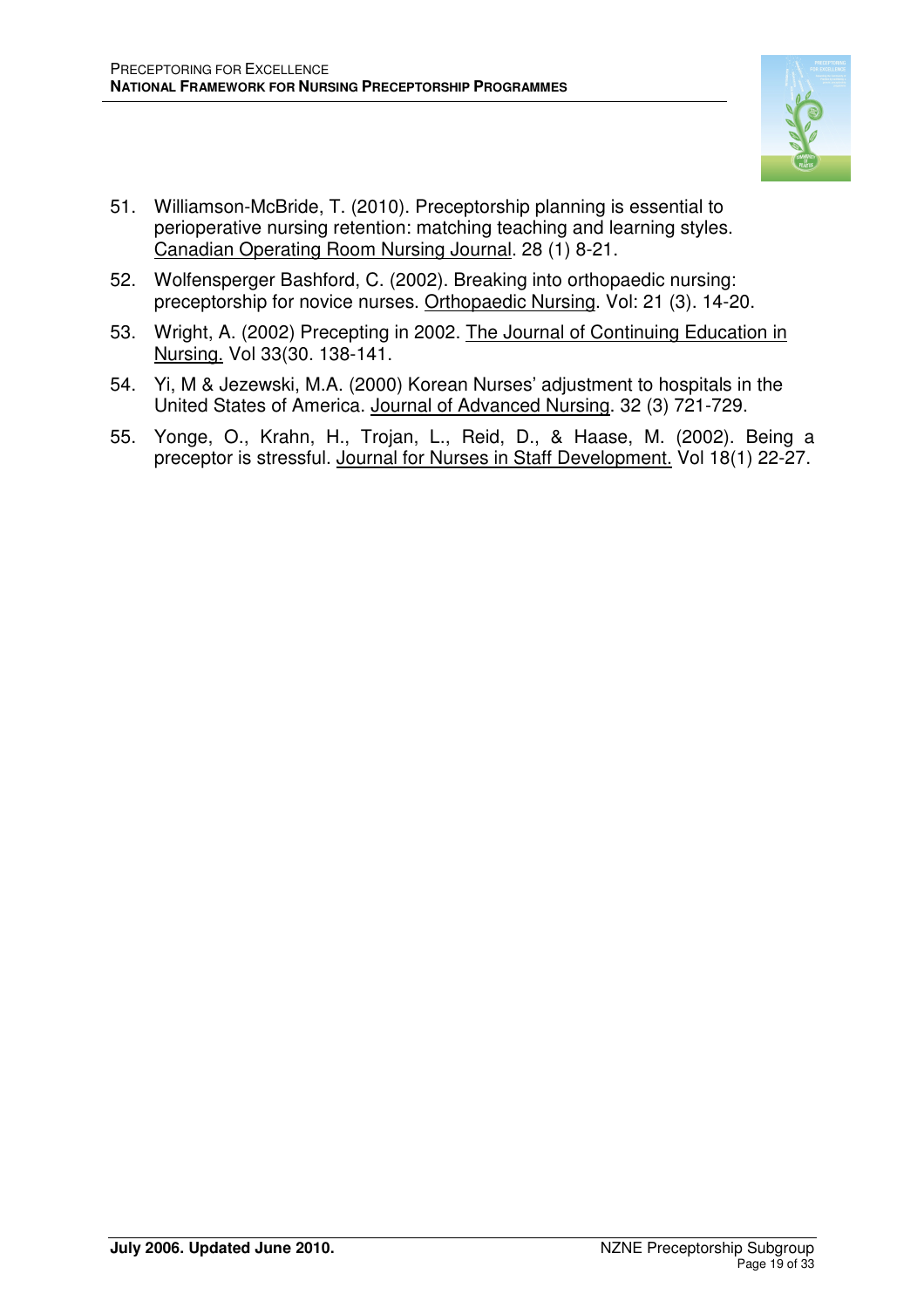51. Williamson-McBride, T. (2010). Preceptorship planning is essential to perioperative nursing retention: matching teaching and learning styles. Canadian Operating Room Nursing Journal. 28 (1) 8-21.

52. Wolfensperger Bashford, C. (2002). Breaking into orthopaedic nursing: preceptorship for novice nurses. Orthopaedic Nursing. Vol: 21 (3). 14-20.

53. Wright, A. (2002) Precepting in 2002. The Journal of Continuing Education in Nursing. Vol 33(30. 138-141.

54. Yi, M & Jezewski, M.A. (2000) Korean Nurses' adjustment to hospitals in the United States of America. Journal of Advanced Nursing. 32 (3) 721-729.

55. Yonge, O., Krahn, H., Trojan, L., Reid, D., & Haase, M. (2002). Being a preceptor is stressful. Journal for Nurses in Staff Development. Vol 18(1) 22-27.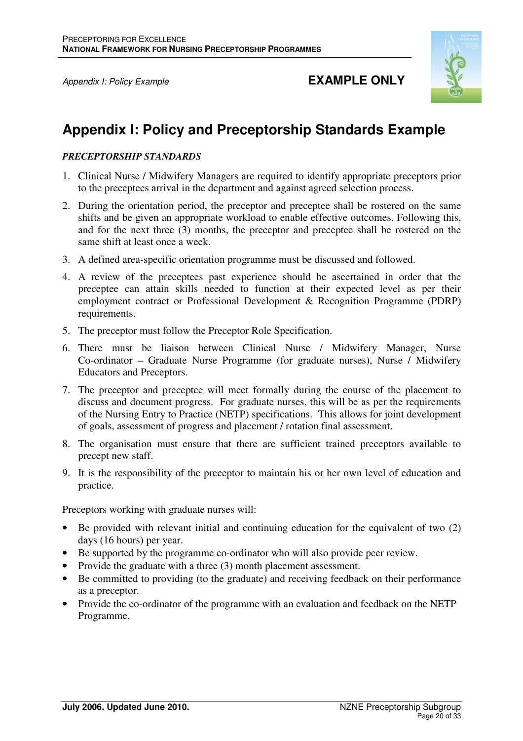Appendix I: Policy Example

**EXAMPLE ONLY**

# Appendix I: Policy and Preceptorship Standards Example

***PRECEPTORSHIP STANDARDS***

1. Clinical Nurse / Midwifery Managers are required to identify appropriate preceptors prior to the preceptees arrival in the department and against agreed selection process.
2. During the orientation period, the preceptor and preceptee shall be rostered on the same shifts and be given an appropriate workload to enable effective outcomes. Following this, and for the next three (3) months, the preceptor and preceptee shall be rostered on the same shift at least once a week.
3. A defined area-specific orientation programme must be discussed and followed.
4. A review of the preceptees past experience should be ascertained in order that the preceptee can attain skills needed to function at their expected level as per their employment contract or Professional Development & Recognition Programme (PDRP) requirements.
5. The preceptor must follow the Preceptor Role Specification.
6. There must be liaison between Clinical Nurse / Midwifery Manager, Nurse Co-ordinator – Graduate Nurse Programme (for graduate nurses), Nurse / Midwifery Educators and Preceptors.
7. The preceptor and preceptee will meet formally during the course of the placement to discuss and document progress. For graduate nurses, this will be as per the requirements of the Nursing Entry to Practice (NETP) specifications. This allows for joint development of goals, assessment of progress and placement / rotation final assessment.
8. The organisation must ensure that there are sufficient trained preceptors available to precept new staff.
9. It is the responsibility of the preceptor to maintain his or her own level of education and practice.

Preceptors working with graduate nurses will:

- Be provided with relevant initial and continuing education for the equivalent of two (2) days (16 hours) per year.
- Be supported by the programme co-ordinator who will also provide peer review.
- Provide the graduate with a three (3) month placement assessment.
- Be committed to providing (to the graduate) and receiving feedback on their performance as a preceptor.
- Provide the co-ordinator of the programme with an evaluation and feedback on the NETP Programme.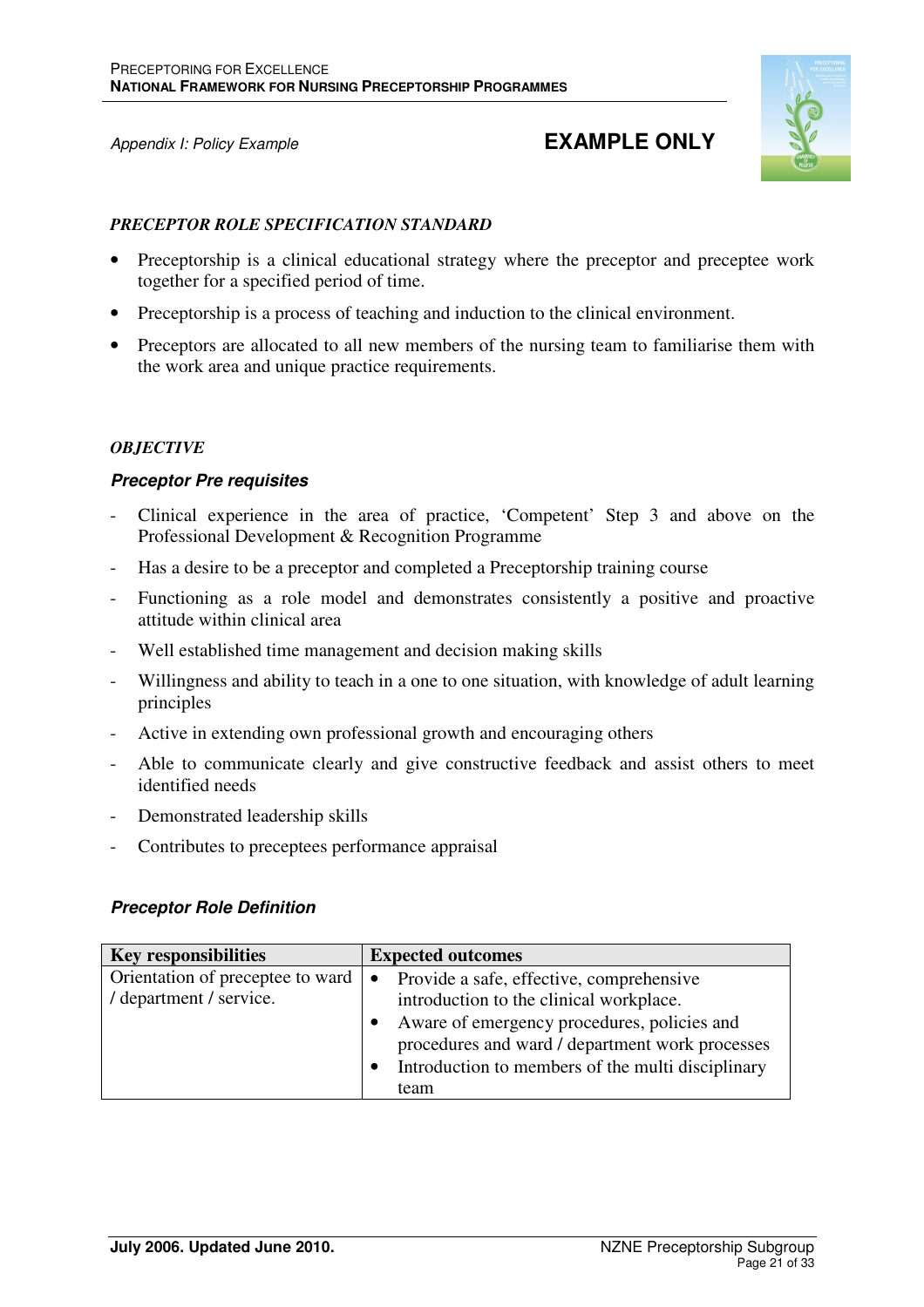*Appendix I: Policy Example*

**EXAMPLE ONLY**

***PRECEPTOR ROLE SPECIFICATION STANDARD***

- Preceptorship is a clinical educational strategy where the preceptor and preceptee work together for a specified period of time.
- Preceptorship is a process of teaching and induction to the clinical environment.
- Preceptors are allocated to all new members of the nursing team to familiarise them with the work area and unique practice requirements.

***OBJECTIVE***

***Preceptor Pre requisites***

- Clinical experience in the area of practice, 'Competent' Step 3 and above on the Professional Development & Recognition Programme
- Has a desire to be a preceptor and completed a Preceptorship training course
- Functioning as a role model and demonstrates consistently a positive and proactive attitude within clinical area
- Well established time management and decision making skills
- Willingness and ability to teach in a one to one situation, with knowledge of adult learning principles
- Active in extending own professional growth and encouraging others
- Able to communicate clearly and give constructive feedback and assist others to meet identified needs
- Demonstrated leadership skills
- Contributes to preceptees performance appraisal

***Preceptor Role Definition***

| Key responsibilities | Expected outcomes |
|---|---|
| Orientation of preceptee to ward / department / service. | • Provide a safe, effective, comprehensive introduction to the clinical workplace.<br>• Aware of emergency procedures, policies and procedures and ward / department work processes<br>• Introduction to members of the multi disciplinary team |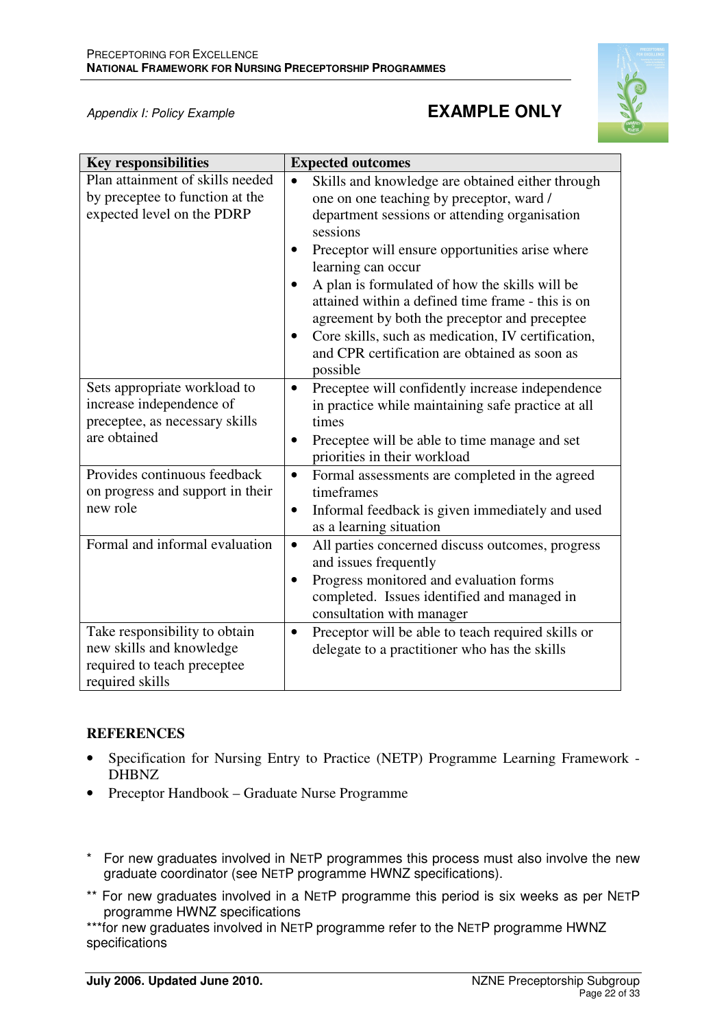*Appendix I: Policy Example*

**EXAMPLE ONLY**

| Key responsibilities | Expected outcomes |
|---|---|
| Plan attainment of skills needed by preceptee to function at the expected level on the PDRP | • Skills and knowledge are obtained either through one on one teaching by preceptor, ward / department sessions or attending organisation sessions<br>• Preceptor will ensure opportunities arise where learning can occur<br>• A plan is formulated of how the skills will be attained within a defined time frame - this is on agreement by both the preceptor and preceptee<br>• Core skills, such as medication, IV certification, and CPR certification are obtained as soon as possible |
| Sets appropriate workload to increase independence of preceptee, as necessary skills are obtained | • Preceptee will confidently increase independence in practice while maintaining safe practice at all times<br>• Preceptee will be able to time manage and set priorities in their workload |
| Provides continuous feedback on progress and support in their new role | • Formal assessments are completed in the agreed timeframes<br>• Informal feedback is given immediately and used as a learning situation |
| Formal and informal evaluation | • All parties concerned discuss outcomes, progress and issues frequently<br>• Progress monitored and evaluation forms completed. Issues identified and managed in consultation with manager |
| Take responsibility to obtain new skills and knowledge required to teach preceptee required skills | • Preceptor will be able to teach required skills or delegate to a practitioner who has the skills |

## REFERENCES

- Specification for Nursing Entry to Practice (NETP) Programme Learning Framework - DHBNZ
- Preceptor Handbook – Graduate Nurse Programme

\* For new graduates involved in NETP programmes this process must also involve the new graduate coordinator (see NETP programme HWNZ specifications).

\*\* For new graduates involved in a NETP programme this period is six weeks as per NETP programme HWNZ specifications

\*\*\*for new graduates involved in NETP programme refer to the NETP programme HWNZ specifications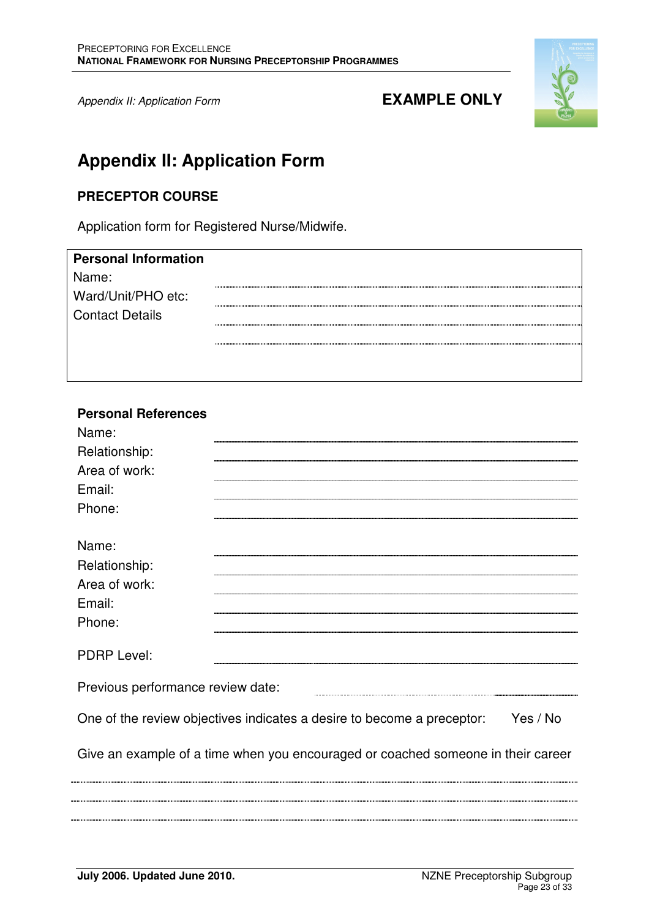*Appendix II: Application Form*

**EXAMPLE ONLY**

# Appendix II: Application Form

## PRECEPTOR COURSE

Application form for Registered Nurse/Midwife.

**Personal Information**

Name: ..............................................................................

Ward/Unit/PHO etc: ..............................................................................

Contact Details ..............................................................................

..............................................................................

**Personal References**

Name: ______________________________

Relationship: ______________________________

Area of work: ______________________________

Email: ______________________________

Phone: ______________________________

Name: ______________________________

Relationship: ______________________________

Area of work: ______________________________

Email: ______________________________

Phone: ______________________________

PDRP Level: ______________________________

Previous performance review date: ..............................

One of the review objectives indicates a desire to become a preceptor: Yes / No

Give an example of a time when you encouraged or coached someone in their career

..............................................................................

..............................................................................

..............................................................................

July 2006. Updated June 2010.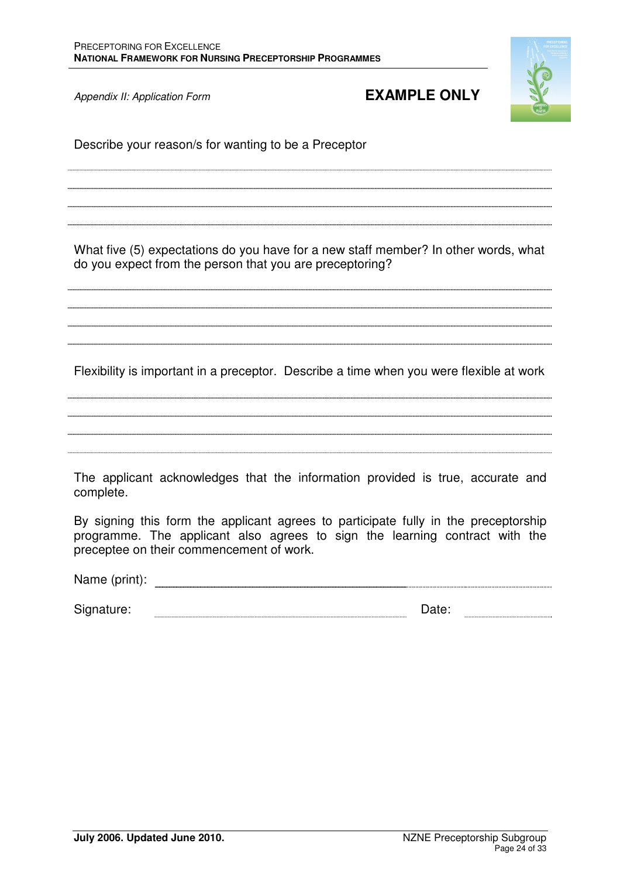*Appendix II: Application Form*

**EXAMPLE ONLY**

Describe your reason/s for wanting to be a Preceptor

..............................................................................................................................................

..............................................................................................................................................

..............................................................................................................................................

..............................................................................................................................................

What five (5) expectations do you have for a new staff member? In other words, what do you expect from the person that you are preceptoring?

..............................................................................................................................................

..............................................................................................................................................

..............................................................................................................................................

..............................................................................................................................................

Flexibility is important in a preceptor. Describe a time when you were flexible at work

..............................................................................................................................................

..............................................................................................................................................

..............................................................................................................................................

..............................................................................................................................................

The applicant acknowledges that the information provided is true, accurate and complete.

By signing this form the applicant agrees to participate fully in the preceptorship programme. The applicant also agrees to sign the learning contract with the preceptee on their commencement of work.

Name (print): ..............................................................................................

Signature: .............................................................. Date: ....................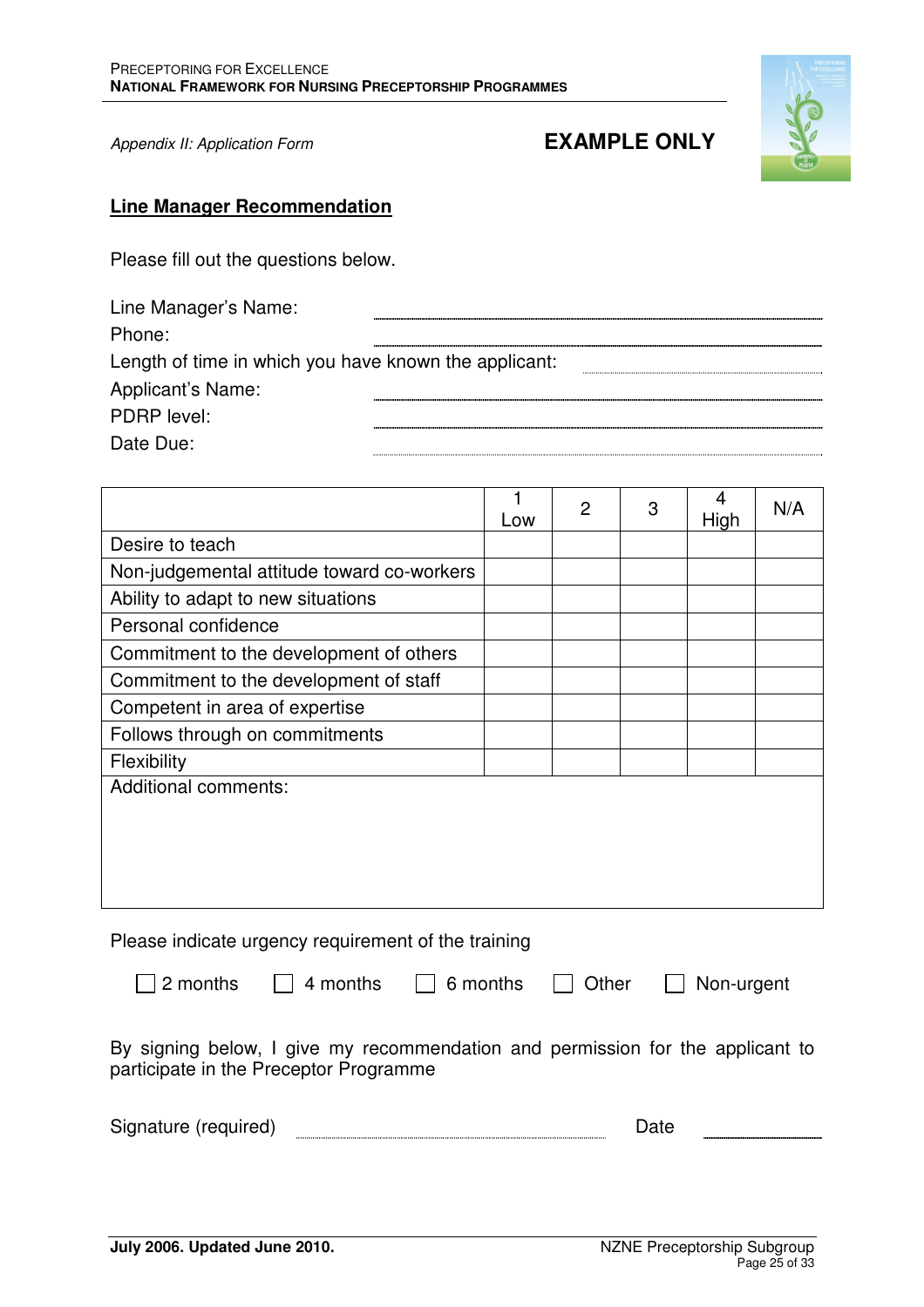*Appendix II: Application Form*

**EXAMPLE ONLY**

## Line Manager Recommendation

Please fill out the questions below.

Line Manager's Name: ____________________

Phone: ____________________

Length of time in which you have known the applicant: ____________________

Applicant's Name: ____________________

PDRP level: ____________________

Date Due: ____________________

| | 1 Low | 2 | 3 | 4 High | N/A |
|---|---|---|---|---|---|
| Desire to teach | | | | | |
| Non-judgemental attitude toward co-workers | | | | | |
| Ability to adapt to new situations | | | | | |
| Personal confidence | | | | | |
| Commitment to the development of others | | | | | |
| Commitment to the development of staff | | | | | |
| Competent in area of expertise | | | | | |
| Follows through on commitments | | | | | |
| Flexibility | | | | | |
| Additional comments: | | | | | |

Please indicate urgency requirement of the training

☐ 2 months ☐ 4 months ☐ 6 months ☐ Other ☐ Non-urgent

By signing below, I give my recommendation and permission for the applicant to participate in the Preceptor Programme

Signature (required) ____________________ Date ____________________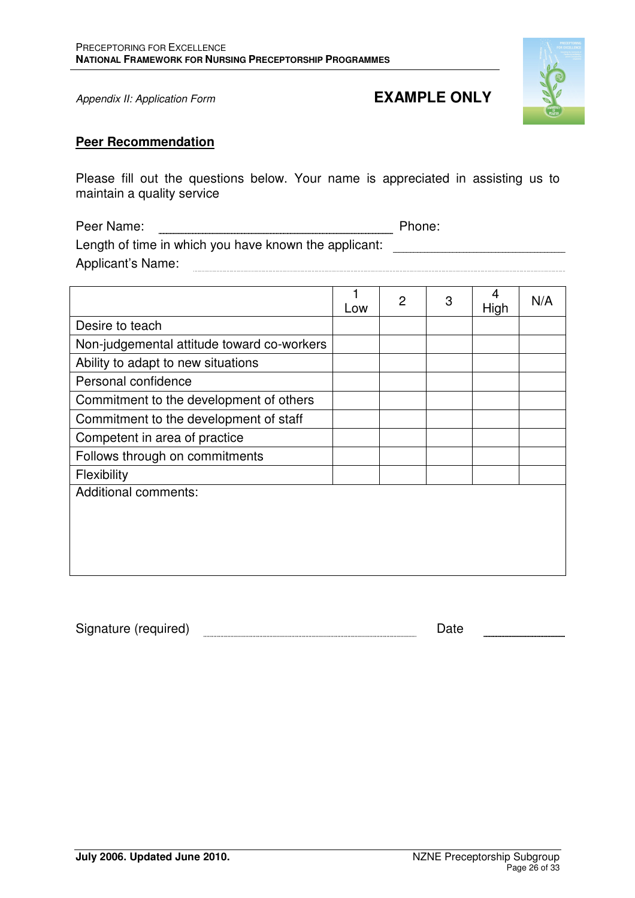*Appendix II: Application Form*

**EXAMPLE ONLY**

## Peer Recommendation

Please fill out the questions below. Your name is appreciated in assisting us to maintain a quality service

Peer Name: ______________________________ Phone:

Length of time in which you have known the applicant: ______________________

Applicant's Name: ______________________________

| | 1 Low | 2 | 3 | 4 High | N/A |
|---|---|---|---|---|---|
| Desire to teach | | | | | |
| Non-judgemental attitude toward co-workers | | | | | |
| Ability to adapt to new situations | | | | | |
| Personal confidence | | | | | |
| Commitment to the development of others | | | | | |
| Commitment to the development of staff | | | | | |
| Competent in area of practice | | | | | |
| Follows through on commitments | | | | | |
| Flexibility | | | | | |
| Additional comments: | | | | | |

Signature (required) ______________________________ Date ____________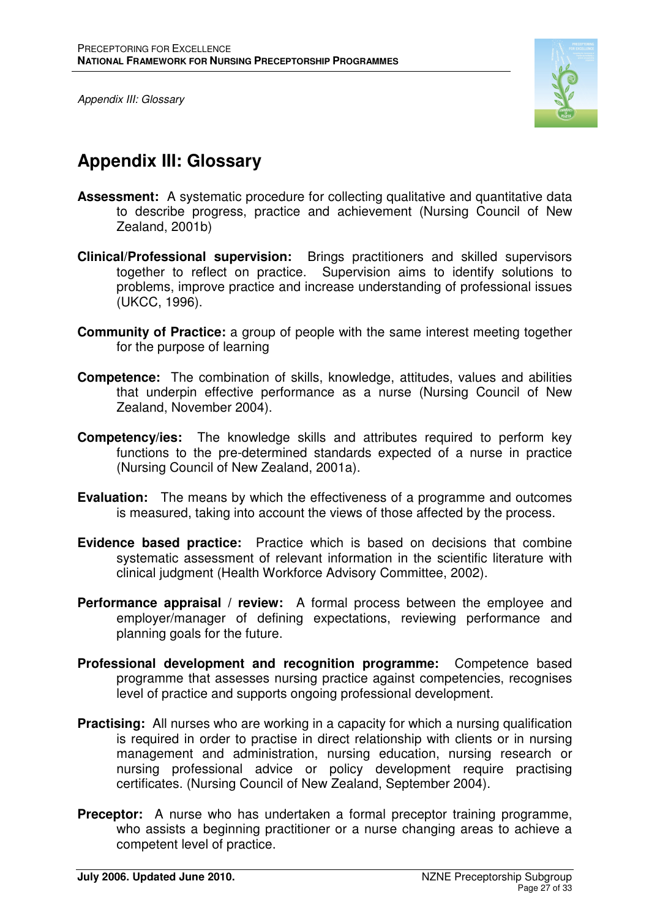# Appendix III: Glossary

**Assessment:** A systematic procedure for collecting qualitative and quantitative data to describe progress, practice and achievement (Nursing Council of New Zealand, 2001b)

**Clinical/Professional supervision:** Brings practitioners and skilled supervisors together to reflect on practice. Supervision aims to identify solutions to problems, improve practice and increase understanding of professional issues (UKCC, 1996).

**Community of Practice:** a group of people with the same interest meeting together for the purpose of learning

**Competence:** The combination of skills, knowledge, attitudes, values and abilities that underpin effective performance as a nurse (Nursing Council of New Zealand, November 2004).

**Competency/ies:** The knowledge skills and attributes required to perform key functions to the pre-determined standards expected of a nurse in practice (Nursing Council of New Zealand, 2001a).

**Evaluation:** The means by which the effectiveness of a programme and outcomes is measured, taking into account the views of those affected by the process.

**Evidence based practice:** Practice which is based on decisions that combine systematic assessment of relevant information in the scientific literature with clinical judgment (Health Workforce Advisory Committee, 2002).

**Performance appraisal / review:** A formal process between the employee and employer/manager of defining expectations, reviewing performance and planning goals for the future.

**Professional development and recognition programme:** Competence based programme that assesses nursing practice against competencies, recognises level of practice and supports ongoing professional development.

**Practising:** All nurses who are working in a capacity for which a nursing qualification is required in order to practise in direct relationship with clients or in nursing management and administration, nursing education, nursing research or nursing professional advice or policy development require practising certificates. (Nursing Council of New Zealand, September 2004).

**Preceptor:** A nurse who has undertaken a formal preceptor training programme, who assists a beginning practitioner or a nurse changing areas to achieve a competent level of practice.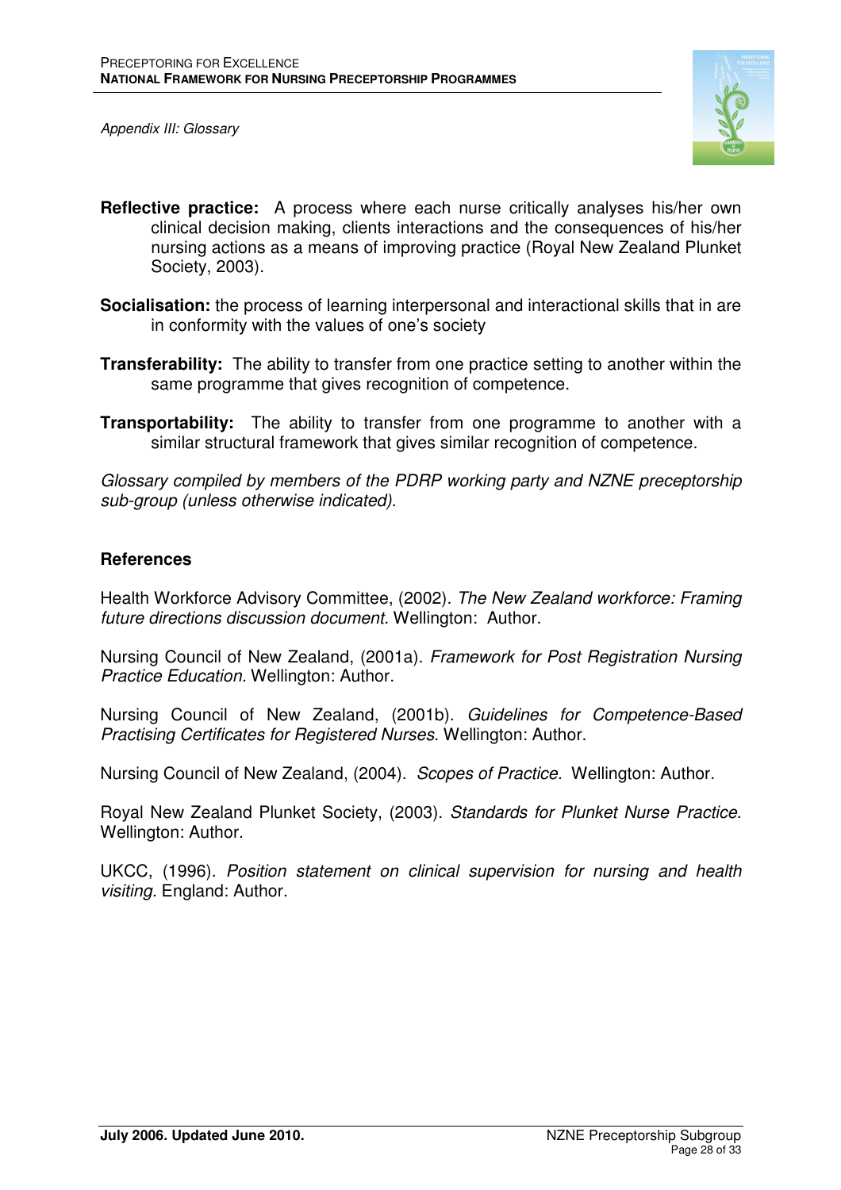*Appendix III: Glossary*

**Reflective practice:** A process where each nurse critically analyses his/her own clinical decision making, clients interactions and the consequences of his/her nursing actions as a means of improving practice (Royal New Zealand Plunket Society, 2003).

**Socialisation:** the process of learning interpersonal and interactional skills that in are in conformity with the values of one's society

**Transferability:** The ability to transfer from one practice setting to another within the same programme that gives recognition of competence.

**Transportability:** The ability to transfer from one programme to another with a similar structural framework that gives similar recognition of competence.

*Glossary compiled by members of the PDRP working party and NZNE preceptorship sub-group (unless otherwise indicated).*

## References

Health Workforce Advisory Committee, (2002). *The New Zealand workforce: Framing future directions discussion document*. Wellington: Author.

Nursing Council of New Zealand, (2001a). *Framework for Post Registration Nursing Practice Education*. Wellington: Author.

Nursing Council of New Zealand, (2001b). *Guidelines for Competence-Based Practising Certificates for Registered Nurses*. Wellington: Author.

Nursing Council of New Zealand, (2004). *Scopes of Practice.* Wellington: Author.

Royal New Zealand Plunket Society, (2003). *Standards for Plunket Nurse Practice.* Wellington: Author.

UKCC, (1996). *Position statement on clinical supervision for nursing and health visiting*. England: Author.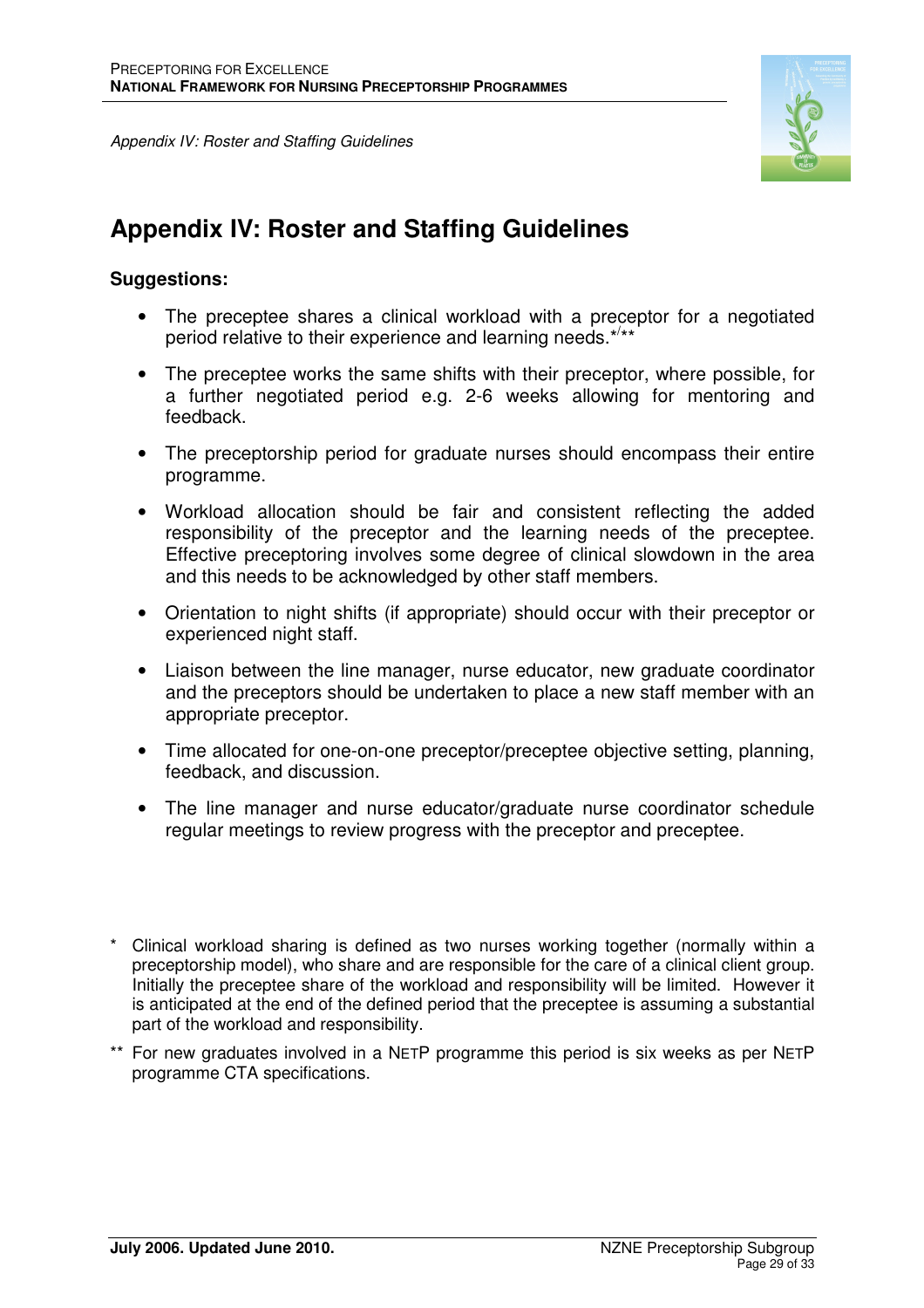# Appendix IV: Roster and Staffing Guidelines

**Suggestions:**

- The preceptee shares a clinical workload with a preceptor for a negotiated period relative to their experience and learning needs.*/**
- The preceptee works the same shifts with their preceptor, where possible, for a further negotiated period e.g. 2-6 weeks allowing for mentoring and feedback.
- The preceptorship period for graduate nurses should encompass their entire programme.
- Workload allocation should be fair and consistent reflecting the added responsibility of the preceptor and the learning needs of the preceptee. Effective preceptoring involves some degree of clinical slowdown in the area and this needs to be acknowledged by other staff members.
- Orientation to night shifts (if appropriate) should occur with their preceptor or experienced night staff.
- Liaison between the line manager, nurse educator, new graduate coordinator and the preceptors should be undertaken to place a new staff member with an appropriate preceptor.
- Time allocated for one-on-one preceptor/preceptee objective setting, planning, feedback, and discussion.
- The line manager and nurse educator/graduate nurse coordinator schedule regular meetings to review progress with the preceptor and preceptee.

\* Clinical workload sharing is defined as two nurses working together (normally within a preceptorship model), who share and are responsible for the care of a clinical client group. Initially the preceptee share of the workload and responsibility will be limited. However it is anticipated at the end of the defined period that the preceptee is assuming a substantial part of the workload and responsibility.

\*\* For new graduates involved in a NETP programme this period is six weeks as per NETP programme CTA specifications.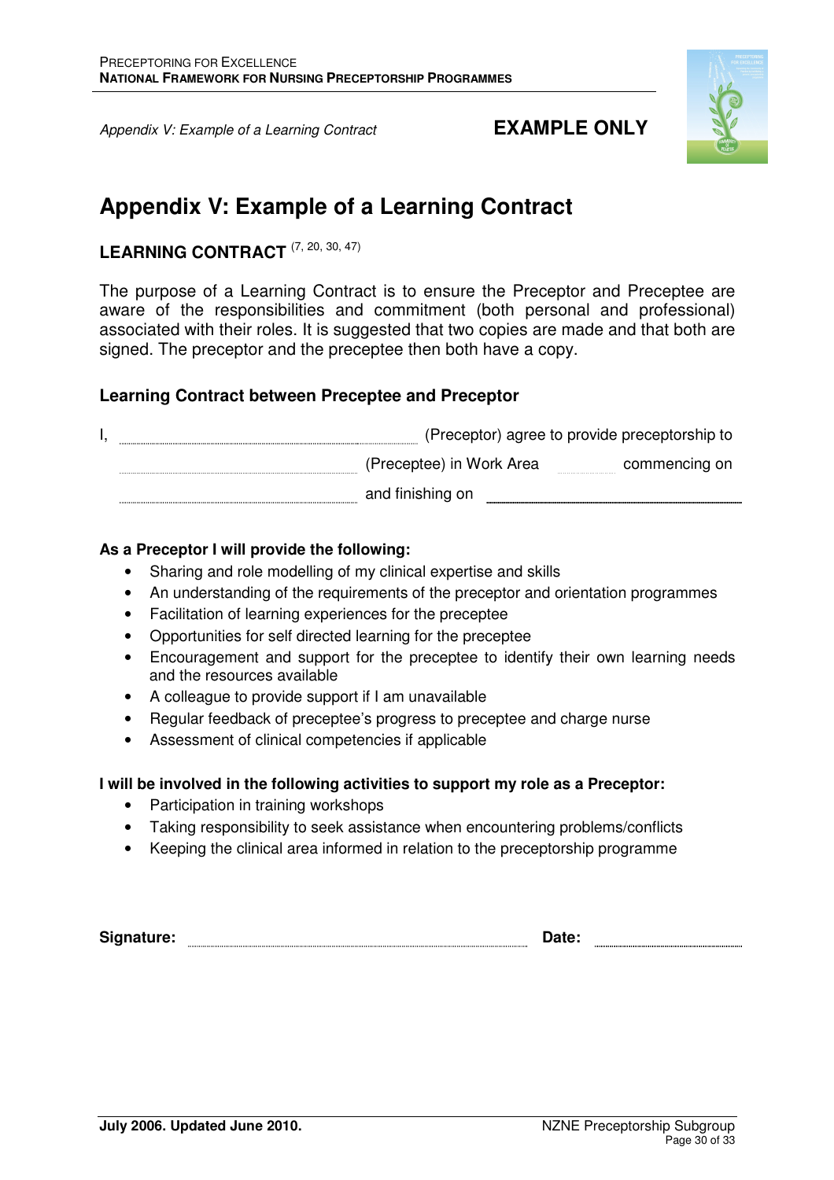*Appendix V: Example of a Learning Contract* **EXAMPLE ONLY**

# Appendix V: Example of a Learning Contract

## LEARNING CONTRACT [7, 20, 30, 47]

The purpose of a Learning Contract is to ensure the Preceptor and Preceptee are aware of the responsibilities and commitment (both personal and professional) associated with their roles. It is suggested that two copies are made and that both are signed. The preceptor and the preceptee then both have a copy.

### Learning Contract between Preceptee and Preceptor

I, ............................................................ (Preceptor) agree to provide preceptorship to ............................................................ (Preceptee) in Work Area .................. commencing on ............................................................ and finishing on ............................................................

**As a Preceptor I will provide the following:**

- Sharing and role modelling of my clinical expertise and skills
- An understanding of the requirements of the preceptor and orientation programmes
- Facilitation of learning experiences for the preceptee
- Opportunities for self directed learning for the preceptee
- Encouragement and support for the preceptee to identify their own learning needs and the resources available
- A colleague to provide support if I am unavailable
- Regular feedback of preceptee's progress to preceptee and charge nurse
- Assessment of clinical competencies if applicable

**I will be involved in the following activities to support my role as a Preceptor:**

- Participation in training workshops
- Taking responsibility to seek assistance when encountering problems/conflicts
- Keeping the clinical area informed in relation to the preceptorship programme

**Signature:** ............................................................ **Date:** ..............................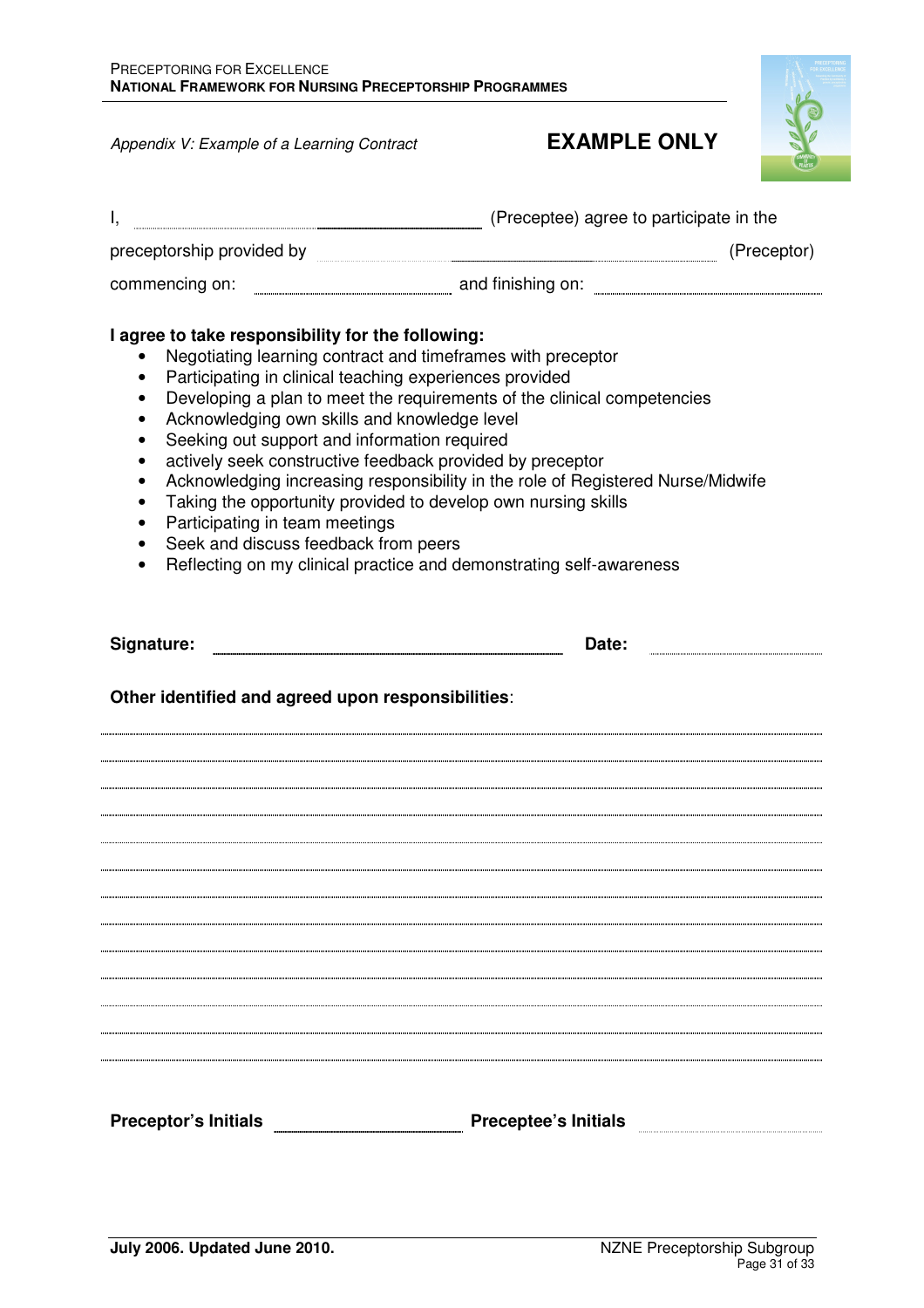*Appendix V: Example of a Learning Contract*

**EXAMPLE ONLY**

I, ______________________________ (Preceptee) agree to participate in the

preceptorship provided by ______________________________ (Preceptor)

commencing on: ____________________ and finishing on: ____________________

**I agree to take responsibility for the following:**

- Negotiating learning contract and timeframes with preceptor
- Participating in clinical teaching experiences provided
- Developing a plan to meet the requirements of the clinical competencies
- Acknowledging own skills and knowledge level
- Seeking out support and information required
- actively seek constructive feedback provided by preceptor
- Acknowledging increasing responsibility in the role of Registered Nurse/Midwife
- Taking the opportunity provided to develop own nursing skills
- Participating in team meetings
- Seek and discuss feedback from peers
- Reflecting on my clinical practice and demonstrating self-awareness

**Signature:** ______________________________ **Date:** ____________________

**Other identified and agreed upon responsibilities**:

________________________________________________________________________________

________________________________________________________________________________

________________________________________________________________________________

________________________________________________________________________________

________________________________________________________________________________

________________________________________________________________________________

________________________________________________________________________________

________________________________________________________________________________

________________________________________________________________________________

________________________________________________________________________________

________________________________________________________________________________

________________________________________________________________________________

**Preceptor's Initials** ____________________ **Preceptee's Initials** ____________________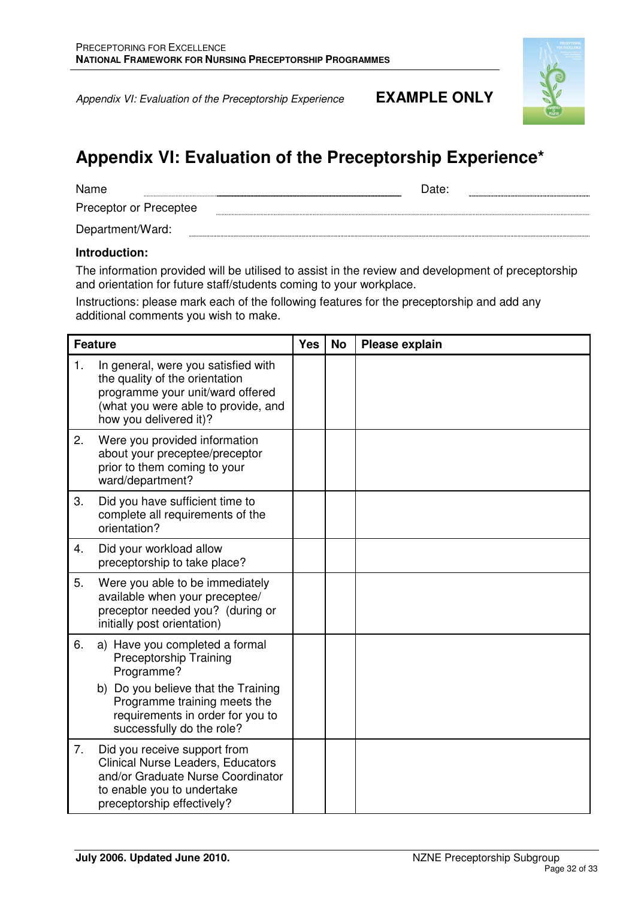*Appendix VI: Evaluation of the Preceptorship Experience* **EXAMPLE ONLY**

# Appendix VI: Evaluation of the Preceptorship Experience*

Name ............................................................ Date: ..............................

Preceptor or Preceptee ............................................................

Department/Ward: ............................................................

**Introduction:**

The information provided will be utilised to assist in the review and development of preceptorship and orientation for future staff/students coming to your workplace.

Instructions: please mark each of the following features for the preceptorship and add any additional comments you wish to make.

| Feature | Yes | No | Please explain |
|---|---|---|---|
| 1. In general, were you satisfied with the quality of the orientation programme your unit/ward offered (what you were able to provide, and how you delivered it)? | | | |
| 2. Were you provided information about your preceptee/preceptor prior to them coming to your ward/department? | | | |
| 3. Did you have sufficient time to complete all requirements of the orientation? | | | |
| 4. Did your workload allow preceptorship to take place? | | | |
| 5. Were you able to be immediately available when your preceptee/ preceptor needed you? (during or initially post orientation) | | | |
| 6. a) Have you completed a formal Preceptorship Training Programme? b) Do you believe that the Training Programme training meets the requirements in order for you to successfully do the role? | | | |
| 7. Did you receive support from Clinical Nurse Leaders, Educators and/or Graduate Nurse Coordinator to enable you to undertake preceptorship effectively? | | | |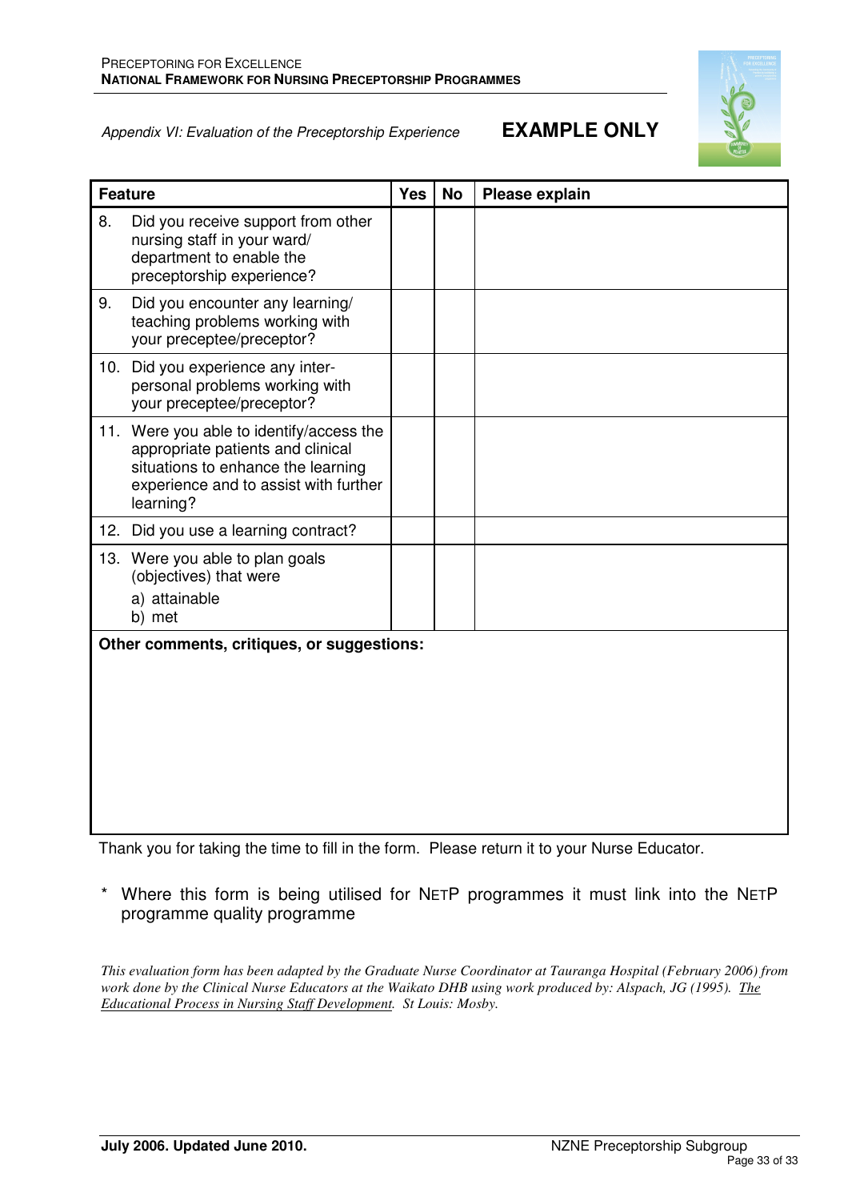*Appendix VI: Evaluation of the Preceptorship Experience* **EXAMPLE ONLY**

| Feature | Yes | No | Please explain |
|---|---|---|---|
| 8. Did you receive support from other nursing staff in your ward/ department to enable the preceptorship experience? | | | |
| 9. Did you encounter any learning/ teaching problems working with your preceptee/preceptor? | | | |
| 10. Did you experience any inter-personal problems working with your preceptee/preceptor? | | | |
| 11. Were you able to identify/access the appropriate patients and clinical situations to enhance the learning experience and to assist with further learning? | | | |
| 12. Did you use a learning contract? | | | |
| 13. Were you able to plan goals (objectives) that were a) attainable b) met | | | |

**Other comments, critiques, or suggestions:**

Thank you for taking the time to fill in the form. Please return it to your Nurse Educator.

\* Where this form is being utilised for NETP programmes it must link into the NETP programme quality programme

*This evaluation form has been adapted by the Graduate Nurse Coordinator at Tauranga Hospital (February 2006) from work done by the Clinical Nurse Educators at the Waikato DHB using work produced by: Alspach, JG (1995). The Educational Process in Nursing Staff Development. St Louis: Mosby.*

**July 2006. Updated June 2010.** NZNE Preceptorship Subgroup